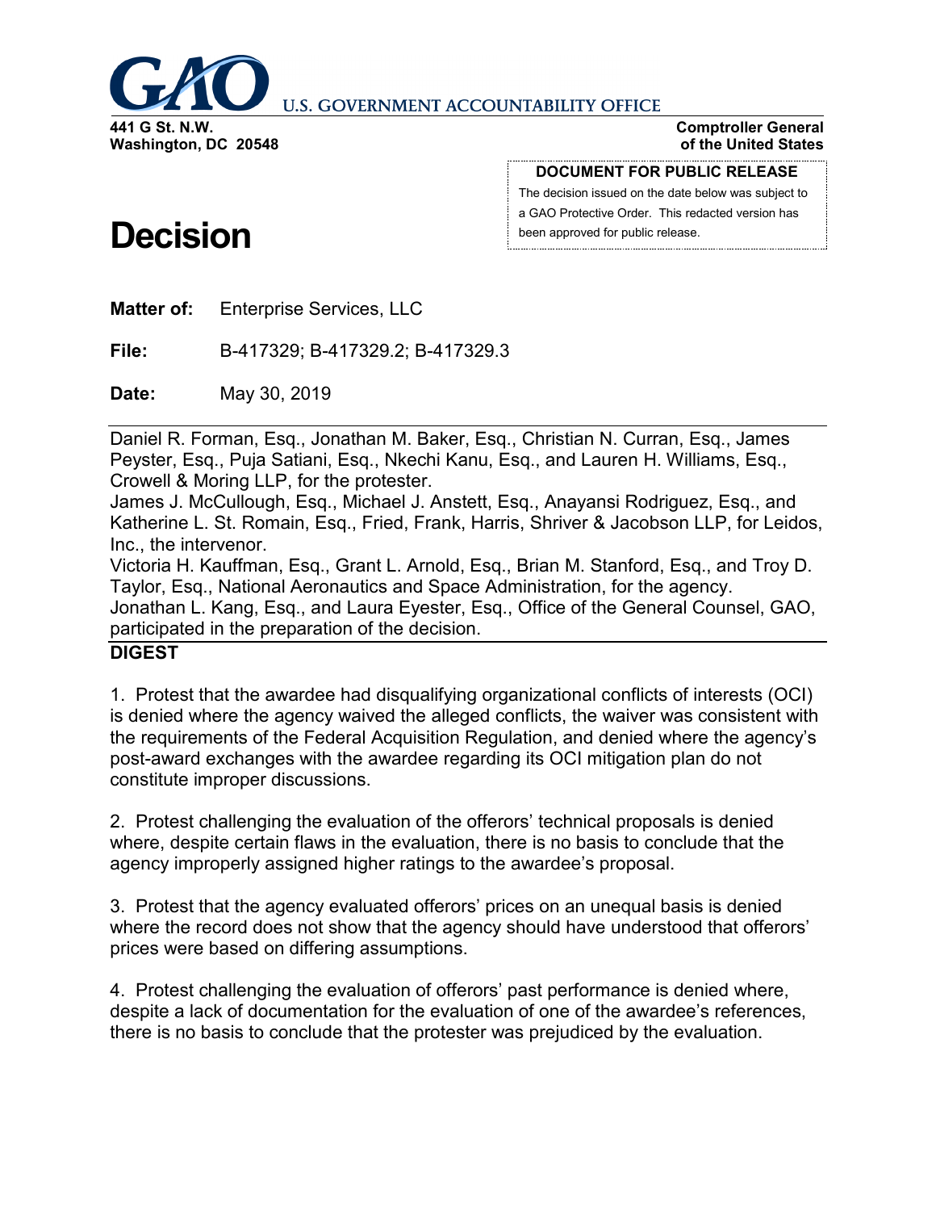**U.S. GOVERNMENT ACCOUNTABILITY OFFICE**

**441 G St. N.W.**
**Washington, DC 20548**

**Comptroller General**
**of the United States**

**DOCUMENT FOR PUBLIC RELEASE**
The decision issued on the date below was subject to a GAO Protective Order. This redacted version has been approved for public release.

# Decision

**Matter of:** Enterprise Services, LLC

**File:** B-417329; B-417329.2; B-417329.3

**Date:** May 30, 2019

---

Daniel R. Forman, Esq., Jonathan M. Baker, Esq., Christian N. Curran, Esq., James Peyster, Esq., Puja Satiani, Esq., Nkechi Kanu, Esq., and Lauren H. Williams, Esq., Crowell & Moring LLP, for the protester.
James J. McCullough, Esq., Michael J. Anstett, Esq., Anayansi Rodriguez, Esq., and Katherine L. St. Romain, Esq., Fried, Frank, Harris, Shriver & Jacobson LLP, for Leidos, Inc., the intervenor.
Victoria H. Kauffman, Esq., Grant L. Arnold, Esq., Brian M. Stanford, Esq., and Troy D. Taylor, Esq., National Aeronautics and Space Administration, for the agency.
Jonathan L. Kang, Esq., and Laura Eyester, Esq., Office of the General Counsel, GAO, participated in the preparation of the decision.

---

**DIGEST**

1. Protest that the awardee had disqualifying organizational conflicts of interests (OCI) is denied where the agency waived the alleged conflicts, the waiver was consistent with the requirements of the Federal Acquisition Regulation, and denied where the agency's post-award exchanges with the awardee regarding its OCI mitigation plan do not constitute improper discussions.

2. Protest challenging the evaluation of the offerors' technical proposals is denied where, despite certain flaws in the evaluation, there is no basis to conclude that the agency improperly assigned higher ratings to the awardee's proposal.

3. Protest that the agency evaluated offerors' prices on an unequal basis is denied where the record does not show that the agency should have understood that offerors' prices were based on differing assumptions.

4. Protest challenging the evaluation of offerors' past performance is denied where, despite a lack of documentation for the evaluation of one of the awardee's references, there is no basis to conclude that the protester was prejudiced by the evaluation.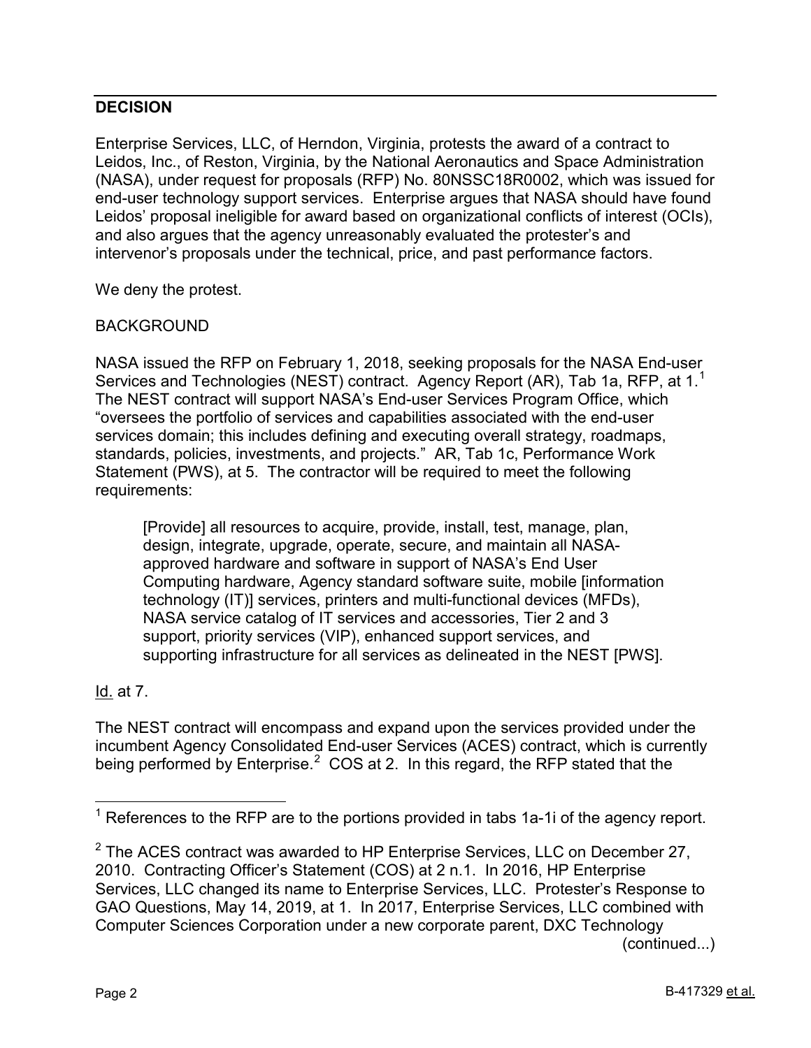## DECISION

Enterprise Services, LLC, of Herndon, Virginia, protests the award of a contract to Leidos, Inc., of Reston, Virginia, by the National Aeronautics and Space Administration (NASA), under request for proposals (RFP) No. 80NSSC18R0002, which was issued for end-user technology support services. Enterprise argues that NASA should have found Leidos' proposal ineligible for award based on organizational conflicts of interest (OCIs), and also argues that the agency unreasonably evaluated the protester's and intervenor's proposals under the technical, price, and past performance factors.

We deny the protest.

BACKGROUND

NASA issued the RFP on February 1, 2018, seeking proposals for the NASA End-user Services and Technologies (NEST) contract. Agency Report (AR), Tab 1a, RFP, at 1.[1] The NEST contract will support NASA's End-user Services Program Office, which "oversees the portfolio of services and capabilities associated with the end-user services domain; this includes defining and executing overall strategy, roadmaps, standards, policies, investments, and projects." AR, Tab 1c, Performance Work Statement (PWS), at 5. The contractor will be required to meet the following requirements:

> [Provide] all resources to acquire, provide, install, test, manage, plan, design, integrate, upgrade, operate, secure, and maintain all NASA-approved hardware and software in support of NASA's End User Computing hardware, Agency standard software suite, mobile [information technology (IT)] services, printers and multi-functional devices (MFDs), NASA service catalog of IT services and accessories, Tier 2 and 3 support, priority services (VIP), enhanced support services, and supporting infrastructure for all services as delineated in the NEST [PWS].

Id. at 7.

The NEST contract will encompass and expand upon the services provided under the incumbent Agency Consolidated End-user Services (ACES) contract, which is currently being performed by Enterprise.[2] COS at 2. In this regard, the RFP stated that the

---

[1] References to the RFP are to the portions provided in tabs 1a-1i of the agency report.

[2] The ACES contract was awarded to HP Enterprise Services, LLC on December 27, 2010. Contracting Officer's Statement (COS) at 2 n.1. In 2016, HP Enterprise Services, LLC changed its name to Enterprise Services, LLC. Protester's Response to GAO Questions, May 14, 2019, at 1. In 2017, Enterprise Services, LLC combined with Computer Sciences Corporation under a new corporate parent, DXC Technology (continued...)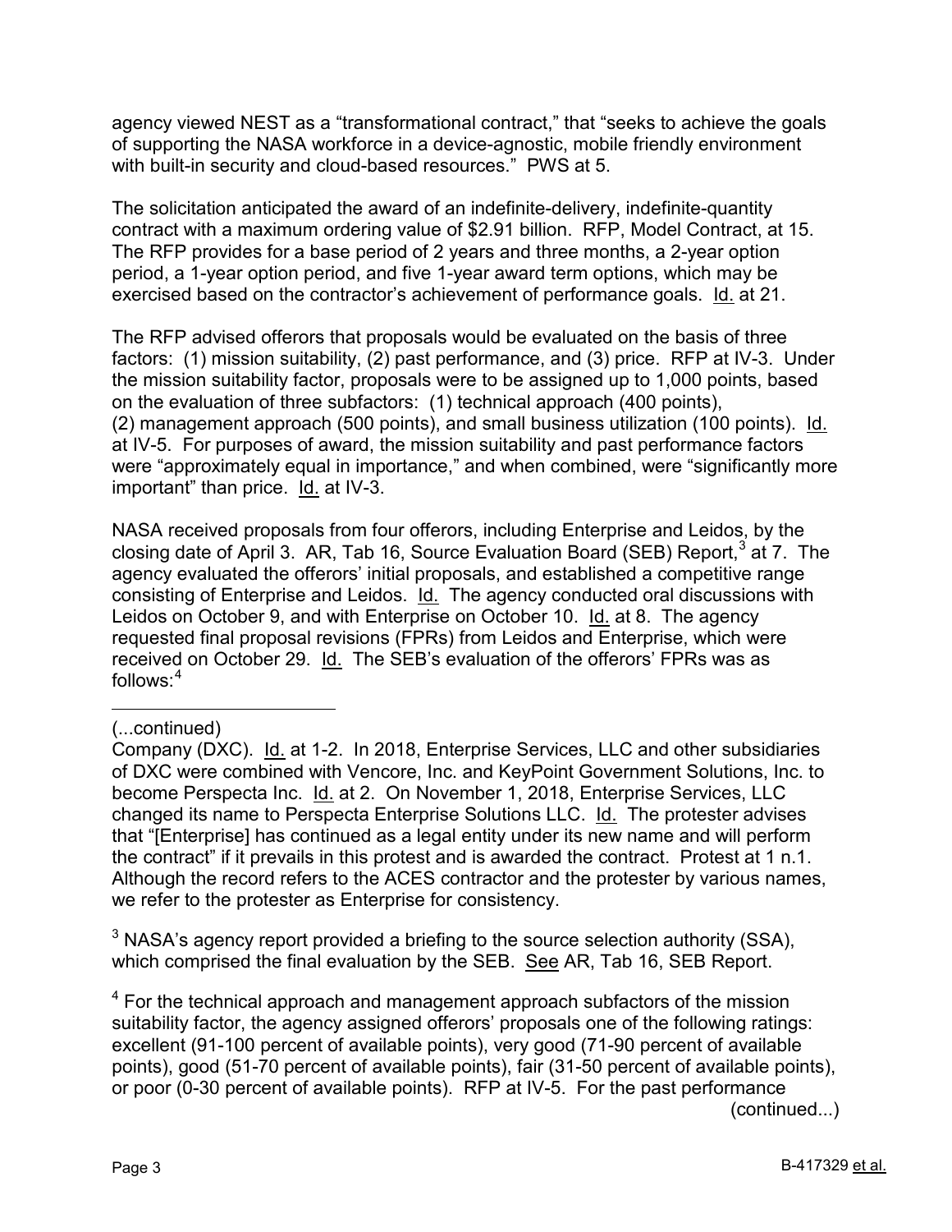agency viewed NEST as a "transformational contract," that "seeks to achieve the goals of supporting the NASA workforce in a device-agnostic, mobile friendly environment with built-in security and cloud-based resources." PWS at 5.

The solicitation anticipated the award of an indefinite-delivery, indefinite-quantity contract with a maximum ordering value of $2.91 billion. RFP, Model Contract, at 15. The RFP provides for a base period of 2 years and three months, a 2-year option period, a 1-year option period, and five 1-year award term options, which may be exercised based on the contractor's achievement of performance goals. Id. at 21.

The RFP advised offerors that proposals would be evaluated on the basis of three factors: (1) mission suitability, (2) past performance, and (3) price. RFP at IV-3. Under the mission suitability factor, proposals were to be assigned up to 1,000 points, based on the evaluation of three subfactors: (1) technical approach (400 points), (2) management approach (500 points), and small business utilization (100 points). Id. at IV-5. For purposes of award, the mission suitability and past performance factors were "approximately equal in importance," and when combined, were "significantly more important" than price. Id. at IV-3.

NASA received proposals from four offerors, including Enterprise and Leidos, by the closing date of April 3. AR, Tab 16, Source Evaluation Board (SEB) Report,[3] at 7. The agency evaluated the offerors' initial proposals, and established a competitive range consisting of Enterprise and Leidos. Id. The agency conducted oral discussions with Leidos on October 9, and with Enterprise on October 10. Id. at 8. The agency requested final proposal revisions (FPRs) from Leidos and Enterprise, which were received on October 29. Id. The SEB's evaluation of the offerors' FPRs was as follows:[4]

---

(...continued)
Company (DXC). Id. at 1-2. In 2018, Enterprise Services, LLC and other subsidiaries of DXC were combined with Vencore, Inc. and KeyPoint Government Solutions, Inc. to become Perspecta Inc. Id. at 2. On November 1, 2018, Enterprise Services, LLC changed its name to Perspecta Enterprise Solutions LLC. Id. The protester advises that "[Enterprise] has continued as a legal entity under its new name and will perform the contract" if it prevails in this protest and is awarded the contract. Protest at 1 n.1. Although the record refers to the ACES contractor and the protester by various names, we refer to the protester as Enterprise for consistency.

[3] NASA's agency report provided a briefing to the source selection authority (SSA), which comprised the final evaluation by the SEB. See AR, Tab 16, SEB Report.

[4] For the technical approach and management approach subfactors of the mission suitability factor, the agency assigned offerors' proposals one of the following ratings: excellent (91-100 percent of available points), very good (71-90 percent of available points), good (51-70 percent of available points), fair (31-50 percent of available points), or poor (0-30 percent of available points). RFP at IV-5. For the past performance
(continued...)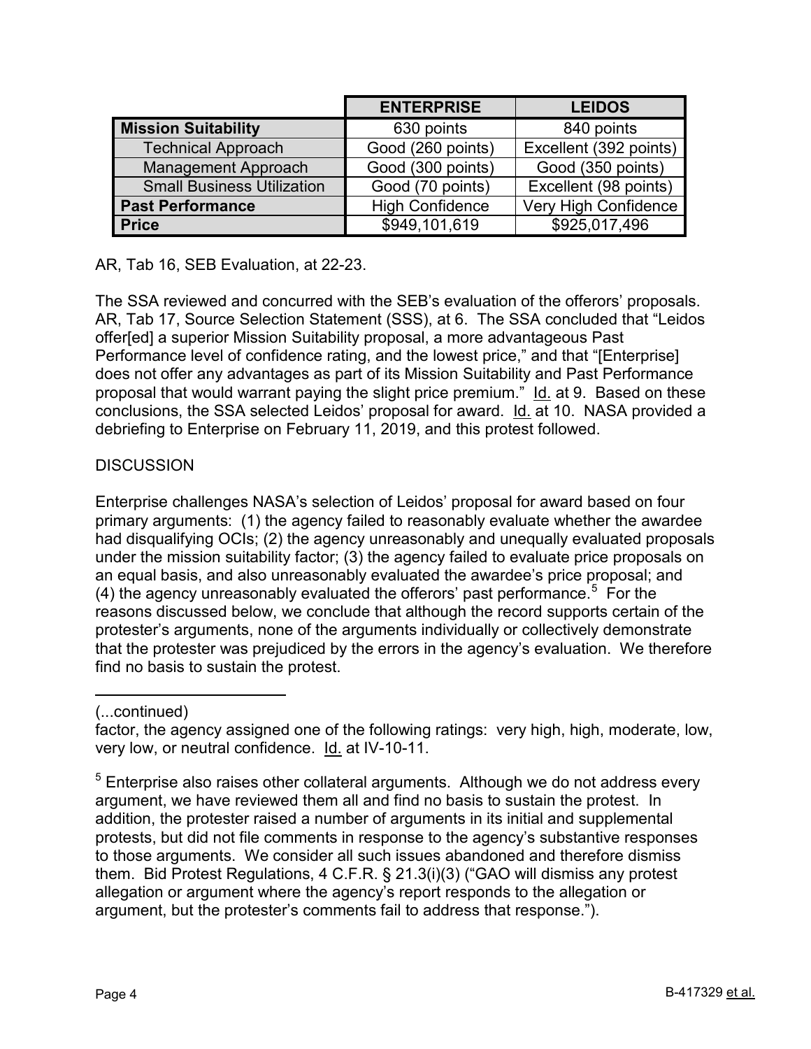| | ENTERPRISE | LEIDOS |
|---|---|---|
| **Mission Suitability** | 630 points | 840 points |
| Technical Approach | Good (260 points) | Excellent (392 points) |
| Management Approach | Good (300 points) | Good (350 points) |
| Small Business Utilization | Good (70 points) | Excellent (98 points) |
| **Past Performance** | High Confidence | Very High Confidence |
| **Price** | $949,101,619 | $925,017,496 |

AR, Tab 16, SEB Evaluation, at 22-23.

The SSA reviewed and concurred with the SEB's evaluation of the offerors' proposals. AR, Tab 17, Source Selection Statement (SSS), at 6. The SSA concluded that "Leidos offer[ed] a superior Mission Suitability proposal, a more advantageous Past Performance level of confidence rating, and the lowest price," and that "[Enterprise] does not offer any advantages as part of its Mission Suitability and Past Performance proposal that would warrant paying the slight price premium." Id. at 9. Based on these conclusions, the SSA selected Leidos' proposal for award. Id. at 10. NASA provided a debriefing to Enterprise on February 11, 2019, and this protest followed.

DISCUSSION

Enterprise challenges NASA's selection of Leidos' proposal for award based on four primary arguments: (1) the agency failed to reasonably evaluate whether the awardee had disqualifying OCIs; (2) the agency unreasonably and unequally evaluated proposals under the mission suitability factor; (3) the agency failed to evaluate price proposals on an equal basis, and also unreasonably evaluated the awardee's price proposal; and (4) the agency unreasonably evaluated the offerors' past performance.[5] For the reasons discussed below, we conclude that although the record supports certain of the protester's arguments, none of the arguments individually or collectively demonstrate that the protester was prejudiced by the errors in the agency's evaluation. We therefore find no basis to sustain the protest.

---

(...continued)

factor, the agency assigned one of the following ratings: very high, high, moderate, low, very low, or neutral confidence. Id. at IV-10-11.

[5] Enterprise also raises other collateral arguments. Although we do not address every argument, we have reviewed them all and find no basis to sustain the protest. In addition, the protester raised a number of arguments in its initial and supplemental protests, but did not file comments in response to the agency's substantive responses to those arguments. We consider all such issues abandoned and therefore dismiss them. Bid Protest Regulations, 4 C.F.R. § 21.3(i)(3) ("GAO will dismiss any protest allegation or argument where the agency's report responds to the allegation or argument, but the protester's comments fail to address that response.").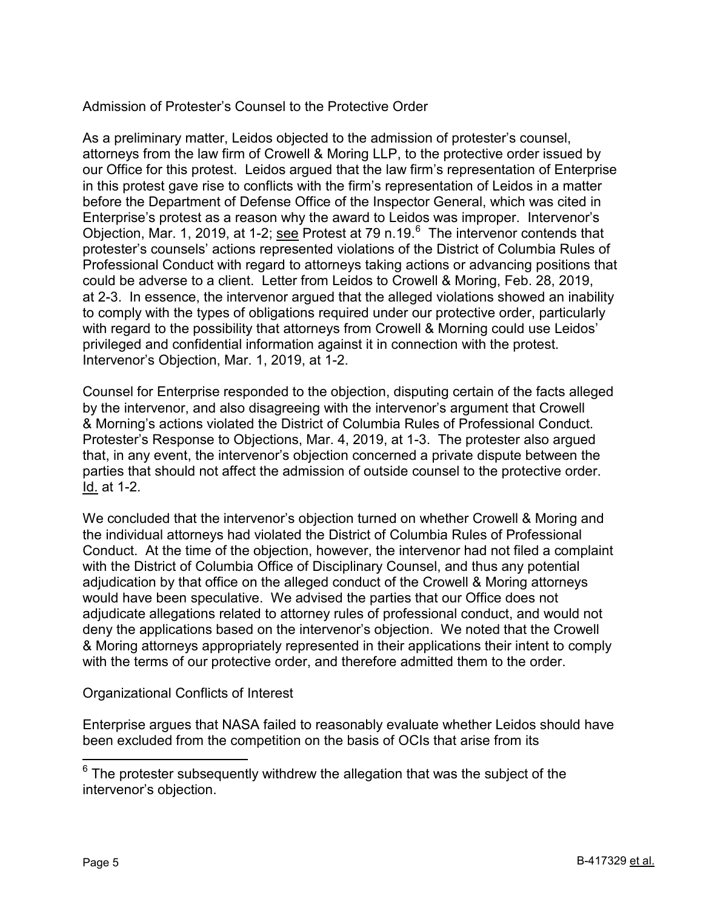Admission of Protester's Counsel to the Protective Order

As a preliminary matter, Leidos objected to the admission of protester's counsel, attorneys from the law firm of Crowell & Moring LLP, to the protective order issued by our Office for this protest. Leidos argued that the law firm's representation of Enterprise in this protest gave rise to conflicts with the firm's representation of Leidos in a matter before the Department of Defense Office of the Inspector General, which was cited in Enterprise's protest as a reason why the award to Leidos was improper. Intervenor's Objection, Mar. 1, 2019, at 1-2; see Protest at 79 n.19.[6] The intervenor contends that protester's counsels' actions represented violations of the District of Columbia Rules of Professional Conduct with regard to attorneys taking actions or advancing positions that could be adverse to a client. Letter from Leidos to Crowell & Moring, Feb. 28, 2019, at 2-3. In essence, the intervenor argued that the alleged violations showed an inability to comply with the types of obligations required under our protective order, particularly with regard to the possibility that attorneys from Crowell & Morning could use Leidos' privileged and confidential information against it in connection with the protest. Intervenor's Objection, Mar. 1, 2019, at 1-2.

Counsel for Enterprise responded to the objection, disputing certain of the facts alleged by the intervenor, and also disagreeing with the intervenor's argument that Crowell & Morning's actions violated the District of Columbia Rules of Professional Conduct. Protester's Response to Objections, Mar. 4, 2019, at 1-3. The protester also argued that, in any event, the intervenor's objection concerned a private dispute between the parties that should not affect the admission of outside counsel to the protective order. Id. at 1-2.

We concluded that the intervenor's objection turned on whether Crowell & Moring and the individual attorneys had violated the District of Columbia Rules of Professional Conduct. At the time of the objection, however, the intervenor had not filed a complaint with the District of Columbia Office of Disciplinary Counsel, and thus any potential adjudication by that office on the alleged conduct of the Crowell & Moring attorneys would have been speculative. We advised the parties that our Office does not adjudicate allegations related to attorney rules of professional conduct, and would not deny the applications based on the intervenor's objection. We noted that the Crowell & Moring attorneys appropriately represented in their applications their intent to comply with the terms of our protective order, and therefore admitted them to the order.

Organizational Conflicts of Interest

Enterprise argues that NASA failed to reasonably evaluate whether Leidos should have been excluded from the competition on the basis of OCIs that arise from its

[6] The protester subsequently withdrew the allegation that was the subject of the intervenor's objection.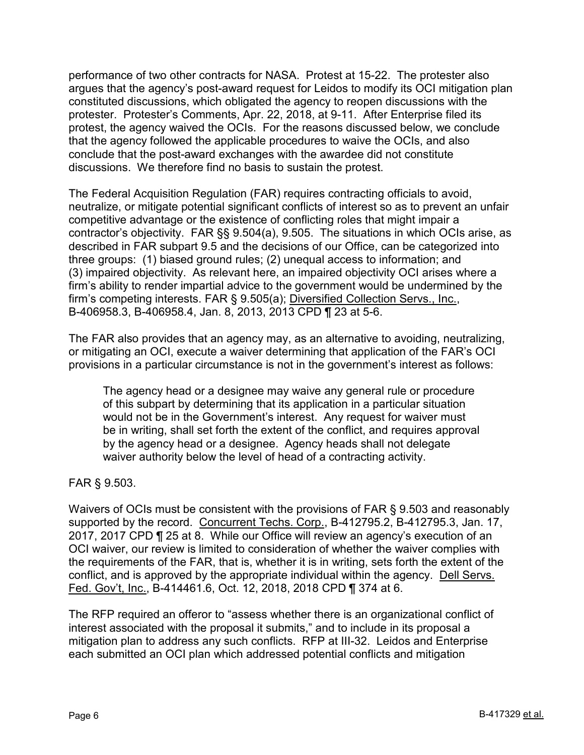performance of two other contracts for NASA. Protest at 15-22. The protester also argues that the agency's post-award request for Leidos to modify its OCI mitigation plan constituted discussions, which obligated the agency to reopen discussions with the protester. Protester's Comments, Apr. 22, 2018, at 9-11. After Enterprise filed its protest, the agency waived the OCIs. For the reasons discussed below, we conclude that the agency followed the applicable procedures to waive the OCIs, and also conclude that the post-award exchanges with the awardee did not constitute discussions. We therefore find no basis to sustain the protest.

The Federal Acquisition Regulation (FAR) requires contracting officials to avoid, neutralize, or mitigate potential significant conflicts of interest so as to prevent an unfair competitive advantage or the existence of conflicting roles that might impair a contractor's objectivity. FAR §§ 9.504(a), 9.505. The situations in which OCIs arise, as described in FAR subpart 9.5 and the decisions of our Office, can be categorized into three groups: (1) biased ground rules; (2) unequal access to information; and (3) impaired objectivity. As relevant here, an impaired objectivity OCI arises where a firm's ability to render impartial advice to the government would be undermined by the firm's competing interests. FAR § 9.505(a); Diversified Collection Servs., Inc., B-406958.3, B-406958.4, Jan. 8, 2013, 2013 CPD ¶ 23 at 5-6.

The FAR also provides that an agency may, as an alternative to avoiding, neutralizing, or mitigating an OCI, execute a waiver determining that application of the FAR's OCI provisions in a particular circumstance is not in the government's interest as follows:

> The agency head or a designee may waive any general rule or procedure of this subpart by determining that its application in a particular situation would not be in the Government's interest. Any request for waiver must be in writing, shall set forth the extent of the conflict, and requires approval by the agency head or a designee. Agency heads shall not delegate waiver authority below the level of head of a contracting activity.

FAR § 9.503.

Waivers of OCIs must be consistent with the provisions of FAR § 9.503 and reasonably supported by the record. Concurrent Techs. Corp., B-412795.2, B-412795.3, Jan. 17, 2017, 2017 CPD ¶ 25 at 8. While our Office will review an agency's execution of an OCI waiver, our review is limited to consideration of whether the waiver complies with the requirements of the FAR, that is, whether it is in writing, sets forth the extent of the conflict, and is approved by the appropriate individual within the agency. Dell Servs. Fed. Gov't, Inc., B-414461.6, Oct. 12, 2018, 2018 CPD ¶ 374 at 6.

The RFP required an offeror to "assess whether there is an organizational conflict of interest associated with the proposal it submits," and to include in its proposal a mitigation plan to address any such conflicts. RFP at III-32. Leidos and Enterprise each submitted an OCI plan which addressed potential conflicts and mitigation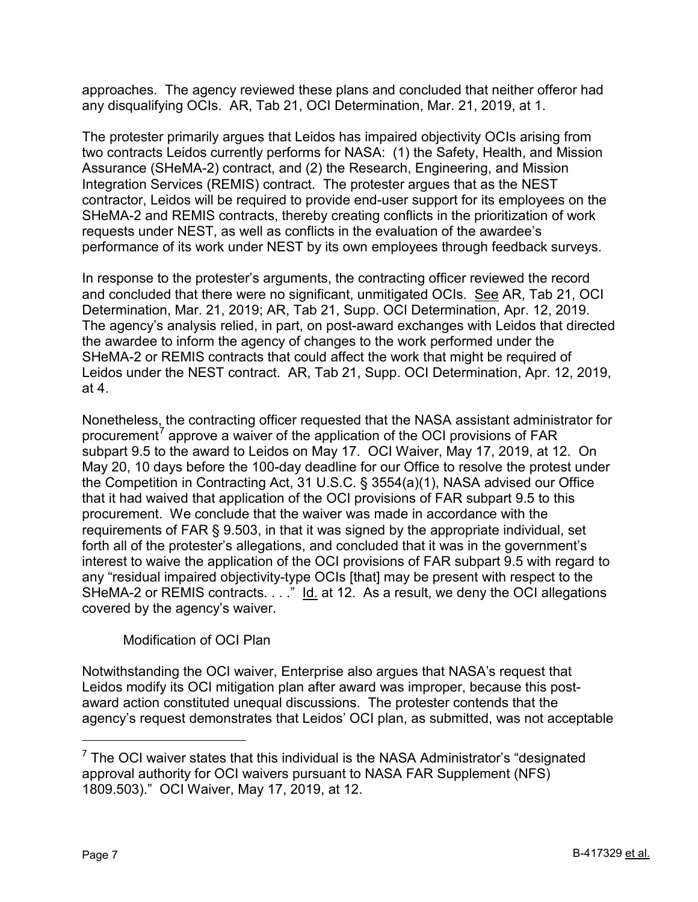approaches. The agency reviewed these plans and concluded that neither offeror had any disqualifying OCIs. AR, Tab 21, OCI Determination, Mar. 21, 2019, at 1.

The protester primarily argues that Leidos has impaired objectivity OCIs arising from two contracts Leidos currently performs for NASA: (1) the Safety, Health, and Mission Assurance (SHeMA-2) contract, and (2) the Research, Engineering, and Mission Integration Services (REMIS) contract. The protester argues that as the NEST contractor, Leidos will be required to provide end-user support for its employees on the SHeMA-2 and REMIS contracts, thereby creating conflicts in the prioritization of work requests under NEST, as well as conflicts in the evaluation of the awardee's performance of its work under NEST by its own employees through feedback surveys.

In response to the protester's arguments, the contracting officer reviewed the record and concluded that there were no significant, unmitigated OCIs. See AR, Tab 21, OCI Determination, Mar. 21, 2019; AR, Tab 21, Supp. OCI Determination, Apr. 12, 2019. The agency's analysis relied, in part, on post-award exchanges with Leidos that directed the awardee to inform the agency of changes to the work performed under the SHeMA-2 or REMIS contracts that could affect the work that might be required of Leidos under the NEST contract. AR, Tab 21, Supp. OCI Determination, Apr. 12, 2019, at 4.

Nonetheless, the contracting officer requested that the NASA assistant administrator for procurement[7] approve a waiver of the application of the OCI provisions of FAR subpart 9.5 to the award to Leidos on May 17. OCI Waiver, May 17, 2019, at 12. On May 20, 10 days before the 100-day deadline for our Office to resolve the protest under the Competition in Contracting Act, 31 U.S.C. § 3554(a)(1), NASA advised our Office that it had waived that application of the OCI provisions of FAR subpart 9.5 to this procurement. We conclude that the waiver was made in accordance with the requirements of FAR § 9.503, in that it was signed by the appropriate individual, set forth all of the protester's allegations, and concluded that it was in the government's interest to waive the application of the OCI provisions of FAR subpart 9.5 with regard to any "residual impaired objectivity-type OCIs [that] may be present with respect to the SHeMA-2 or REMIS contracts. . . ." Id. at 12. As a result, we deny the OCI allegations covered by the agency's waiver.

Modification of OCI Plan

Notwithstanding the OCI waiver, Enterprise also argues that NASA's request that Leidos modify its OCI mitigation plan after award was improper, because this post-award action constituted unequal discussions. The protester contends that the agency's request demonstrates that Leidos' OCI plan, as submitted, was not acceptable

[7] The OCI waiver states that this individual is the NASA Administrator's "designated approval authority for OCI waivers pursuant to NASA FAR Supplement (NFS) 1809.503)." OCI Waiver, May 17, 2019, at 12.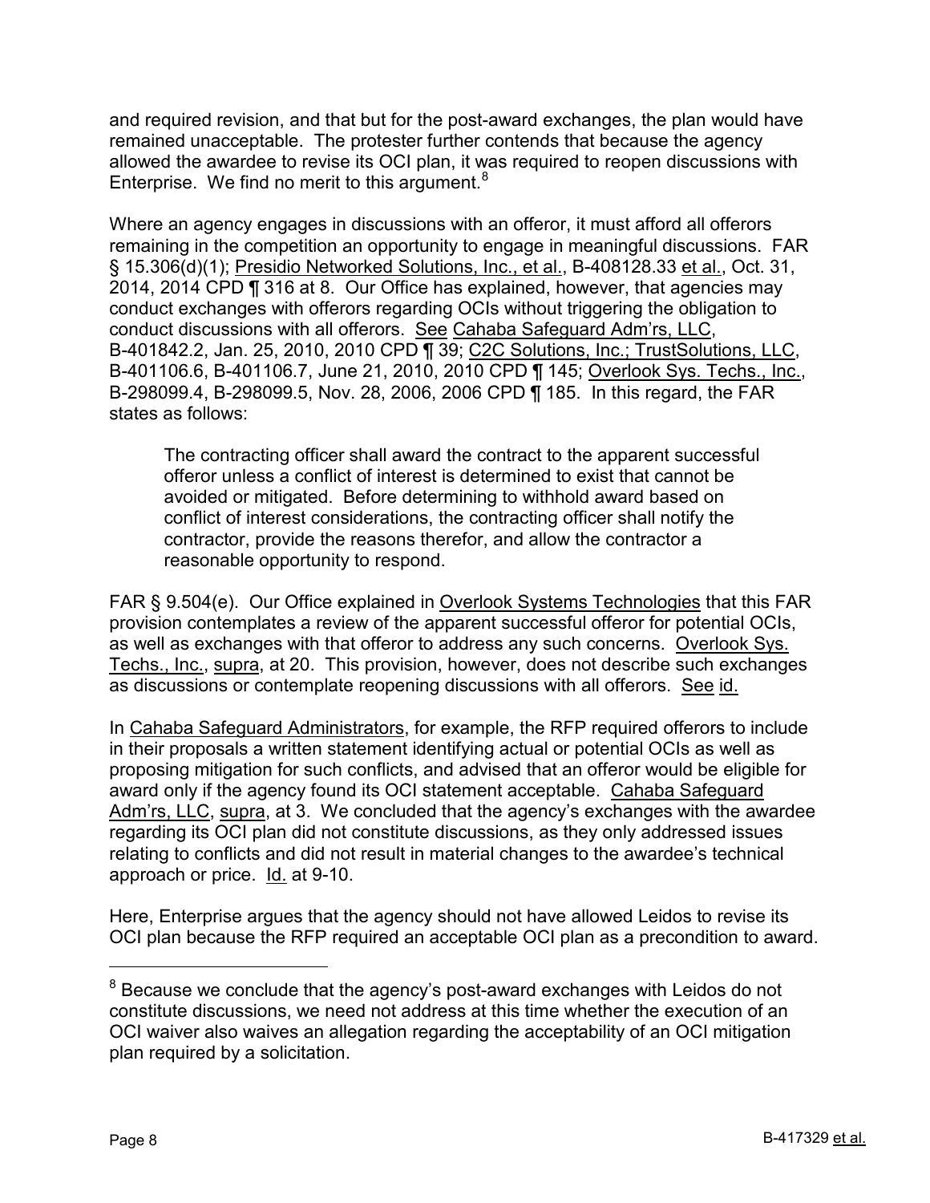and required revision, and that but for the post-award exchanges, the plan would have remained unacceptable. The protester further contends that because the agency allowed the awardee to revise its OCI plan, it was required to reopen discussions with Enterprise. We find no merit to this argument.[8]

Where an agency engages in discussions with an offeror, it must afford all offerors remaining in the competition an opportunity to engage in meaningful discussions. FAR § 15.306(d)(1); Presidio Networked Solutions, Inc., et al., B-408128.33 et al., Oct. 31, 2014, 2014 CPD ¶ 316 at 8. Our Office has explained, however, that agencies may conduct exchanges with offerors regarding OCIs without triggering the obligation to conduct discussions with all offerors. See Cahaba Safeguard Adm'rs, LLC, B-401842.2, Jan. 25, 2010, 2010 CPD ¶ 39; C2C Solutions, Inc.; TrustSolutions, LLC, B-401106.6, B-401106.7, June 21, 2010, 2010 CPD ¶ 145; Overlook Sys. Techs., Inc., B-298099.4, B-298099.5, Nov. 28, 2006, 2006 CPD ¶ 185. In this regard, the FAR states as follows:

> The contracting officer shall award the contract to the apparent successful offeror unless a conflict of interest is determined to exist that cannot be avoided or mitigated. Before determining to withhold award based on conflict of interest considerations, the contracting officer shall notify the contractor, provide the reasons therefor, and allow the contractor a reasonable opportunity to respond.

FAR § 9.504(e). Our Office explained in Overlook Systems Technologies that this FAR provision contemplates a review of the apparent successful offeror for potential OCIs, as well as exchanges with that offeror to address any such concerns. Overlook Sys. Techs., Inc., supra, at 20. This provision, however, does not describe such exchanges as discussions or contemplate reopening discussions with all offerors. See id.

In Cahaba Safeguard Administrators, for example, the RFP required offerors to include in their proposals a written statement identifying actual or potential OCIs as well as proposing mitigation for such conflicts, and advised that an offeror would be eligible for award only if the agency found its OCI statement acceptable. Cahaba Safeguard Adm'rs, LLC, supra, at 3. We concluded that the agency's exchanges with the awardee regarding its OCI plan did not constitute discussions, as they only addressed issues relating to conflicts and did not result in material changes to the awardee's technical approach or price. Id. at 9-10.

Here, Enterprise argues that the agency should not have allowed Leidos to revise its OCI plan because the RFP required an acceptable OCI plan as a precondition to award.

---

[8] Because we conclude that the agency's post-award exchanges with Leidos do not constitute discussions, we need not address at this time whether the execution of an OCI waiver also waives an allegation regarding the acceptability of an OCI mitigation plan required by a solicitation.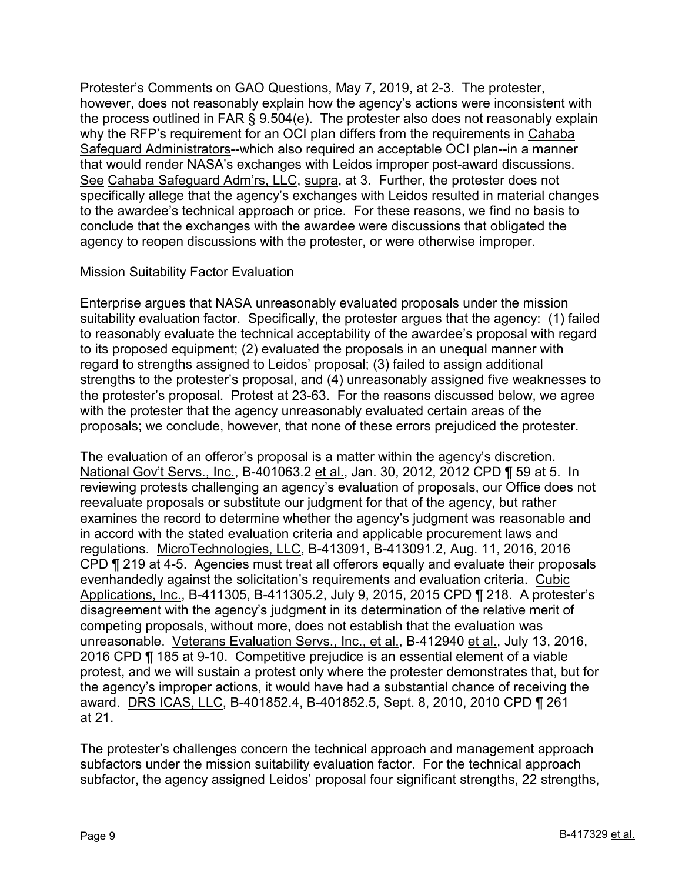Protester's Comments on GAO Questions, May 7, 2019, at 2-3. The protester, however, does not reasonably explain how the agency's actions were inconsistent with the process outlined in FAR § 9.504(e). The protester also does not reasonably explain why the RFP's requirement for an OCI plan differs from the requirements in Cahaba Safeguard Administrators--which also required an acceptable OCI plan--in a manner that would render NASA's exchanges with Leidos improper post-award discussions. See Cahaba Safeguard Adm'rs, LLC, supra, at 3. Further, the protester does not specifically allege that the agency's exchanges with Leidos resulted in material changes to the awardee's technical approach or price. For these reasons, we find no basis to conclude that the exchanges with the awardee were discussions that obligated the agency to reopen discussions with the protester, or were otherwise improper.

Mission Suitability Factor Evaluation

Enterprise argues that NASA unreasonably evaluated proposals under the mission suitability evaluation factor. Specifically, the protester argues that the agency: (1) failed to reasonably evaluate the technical acceptability of the awardee's proposal with regard to its proposed equipment; (2) evaluated the proposals in an unequal manner with regard to strengths assigned to Leidos' proposal; (3) failed to assign additional strengths to the protester's proposal, and (4) unreasonably assigned five weaknesses to the protester's proposal. Protest at 23-63. For the reasons discussed below, we agree with the protester that the agency unreasonably evaluated certain areas of the proposals; we conclude, however, that none of these errors prejudiced the protester.

The evaluation of an offeror's proposal is a matter within the agency's discretion. National Gov't Servs., Inc., B-401063.2 et al., Jan. 30, 2012, 2012 CPD ¶ 59 at 5. In reviewing protests challenging an agency's evaluation of proposals, our Office does not reevaluate proposals or substitute our judgment for that of the agency, but rather examines the record to determine whether the agency's judgment was reasonable and in accord with the stated evaluation criteria and applicable procurement laws and regulations. MicroTechnologies, LLC, B-413091, B-413091.2, Aug. 11, 2016, 2016 CPD ¶ 219 at 4-5. Agencies must treat all offerors equally and evaluate their proposals evenhandedly against the solicitation's requirements and evaluation criteria. Cubic Applications, Inc., B-411305, B-411305.2, July 9, 2015, 2015 CPD ¶ 218. A protester's disagreement with the agency's judgment in its determination of the relative merit of competing proposals, without more, does not establish that the evaluation was unreasonable. Veterans Evaluation Servs., Inc., et al., B-412940 et al., July 13, 2016, 2016 CPD ¶ 185 at 9-10. Competitive prejudice is an essential element of a viable protest, and we will sustain a protest only where the protester demonstrates that, but for the agency's improper actions, it would have had a substantial chance of receiving the award. DRS ICAS, LLC, B-401852.4, B-401852.5, Sept. 8, 2010, 2010 CPD ¶ 261 at 21.

The protester's challenges concern the technical approach and management approach subfactors under the mission suitability evaluation factor. For the technical approach subfactor, the agency assigned Leidos' proposal four significant strengths, 22 strengths,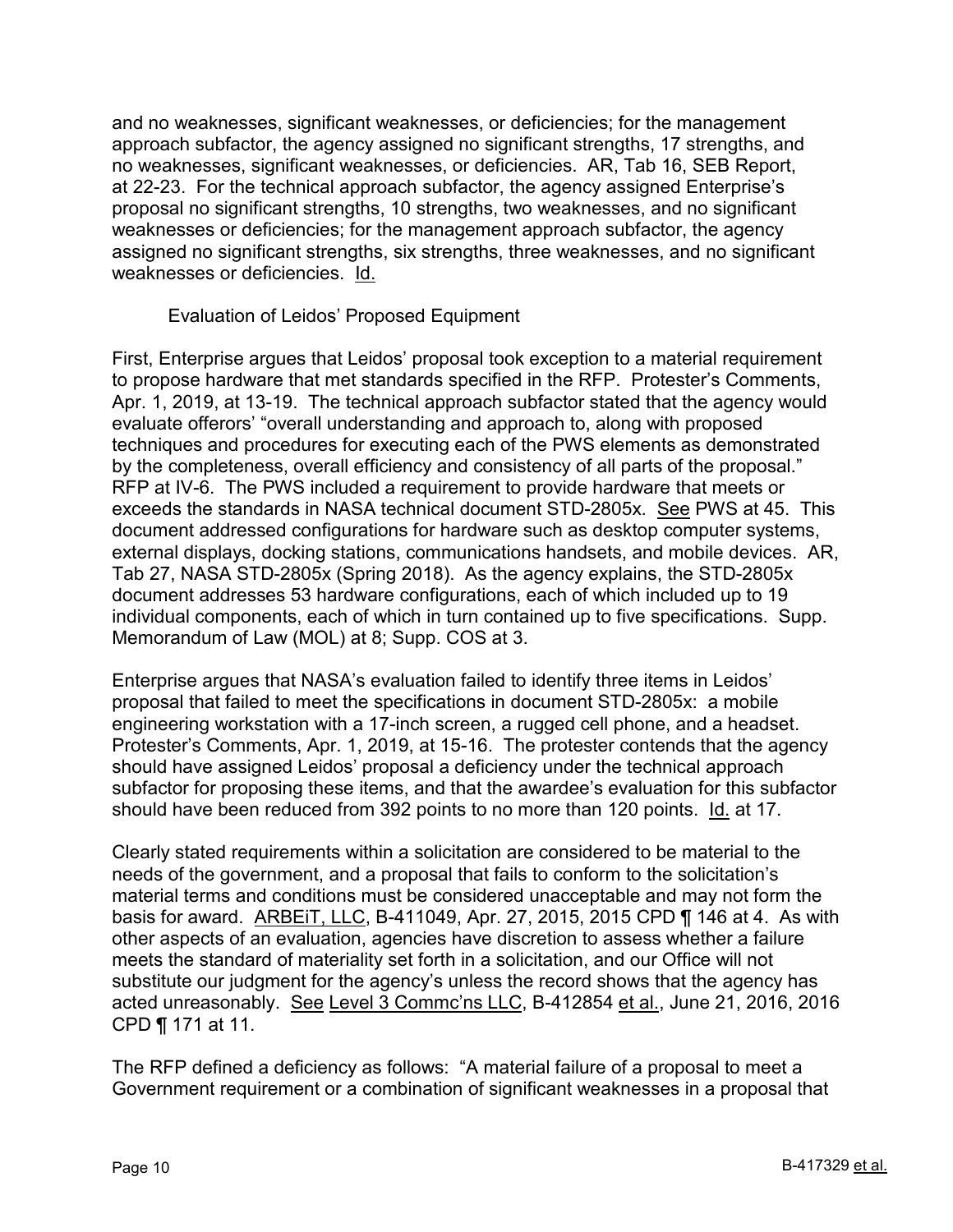and no weaknesses, significant weaknesses, or deficiencies; for the management approach subfactor, the agency assigned no significant strengths, 17 strengths, and no weaknesses, significant weaknesses, or deficiencies. AR, Tab 16, SEB Report, at 22-23. For the technical approach subfactor, the agency assigned Enterprise's proposal no significant strengths, 10 strengths, two weaknesses, and no significant weaknesses or deficiencies; for the management approach subfactor, the agency assigned no significant strengths, six strengths, three weaknesses, and no significant weaknesses or deficiencies. Id.

Evaluation of Leidos' Proposed Equipment

First, Enterprise argues that Leidos' proposal took exception to a material requirement to propose hardware that met standards specified in the RFP. Protester's Comments, Apr. 1, 2019, at 13-19. The technical approach subfactor stated that the agency would evaluate offerors' "overall understanding and approach to, along with proposed techniques and procedures for executing each of the PWS elements as demonstrated by the completeness, overall efficiency and consistency of all parts of the proposal." RFP at IV-6. The PWS included a requirement to provide hardware that meets or exceeds the standards in NASA technical document STD-2805x. See PWS at 45. This document addressed configurations for hardware such as desktop computer systems, external displays, docking stations, communications handsets, and mobile devices. AR, Tab 27, NASA STD-2805x (Spring 2018). As the agency explains, the STD-2805x document addresses 53 hardware configurations, each of which included up to 19 individual components, each of which in turn contained up to five specifications. Supp. Memorandum of Law (MOL) at 8; Supp. COS at 3.

Enterprise argues that NASA's evaluation failed to identify three items in Leidos' proposal that failed to meet the specifications in document STD-2805x: a mobile engineering workstation with a 17-inch screen, a rugged cell phone, and a headset. Protester's Comments, Apr. 1, 2019, at 15-16. The protester contends that the agency should have assigned Leidos' proposal a deficiency under the technical approach subfactor for proposing these items, and that the awardee's evaluation for this subfactor should have been reduced from 392 points to no more than 120 points. Id. at 17.

Clearly stated requirements within a solicitation are considered to be material to the needs of the government, and a proposal that fails to conform to the solicitation's material terms and conditions must be considered unacceptable and may not form the basis for award. ARBEiT, LLC, B-411049, Apr. 27, 2015, 2015 CPD ¶ 146 at 4. As with other aspects of an evaluation, agencies have discretion to assess whether a failure meets the standard of materiality set forth in a solicitation, and our Office will not substitute our judgment for the agency's unless the record shows that the agency has acted unreasonably. See Level 3 Commc'ns LLC, B-412854 et al., June 21, 2016, 2016 CPD ¶ 171 at 11.

The RFP defined a deficiency as follows: "A material failure of a proposal to meet a Government requirement or a combination of significant weaknesses in a proposal that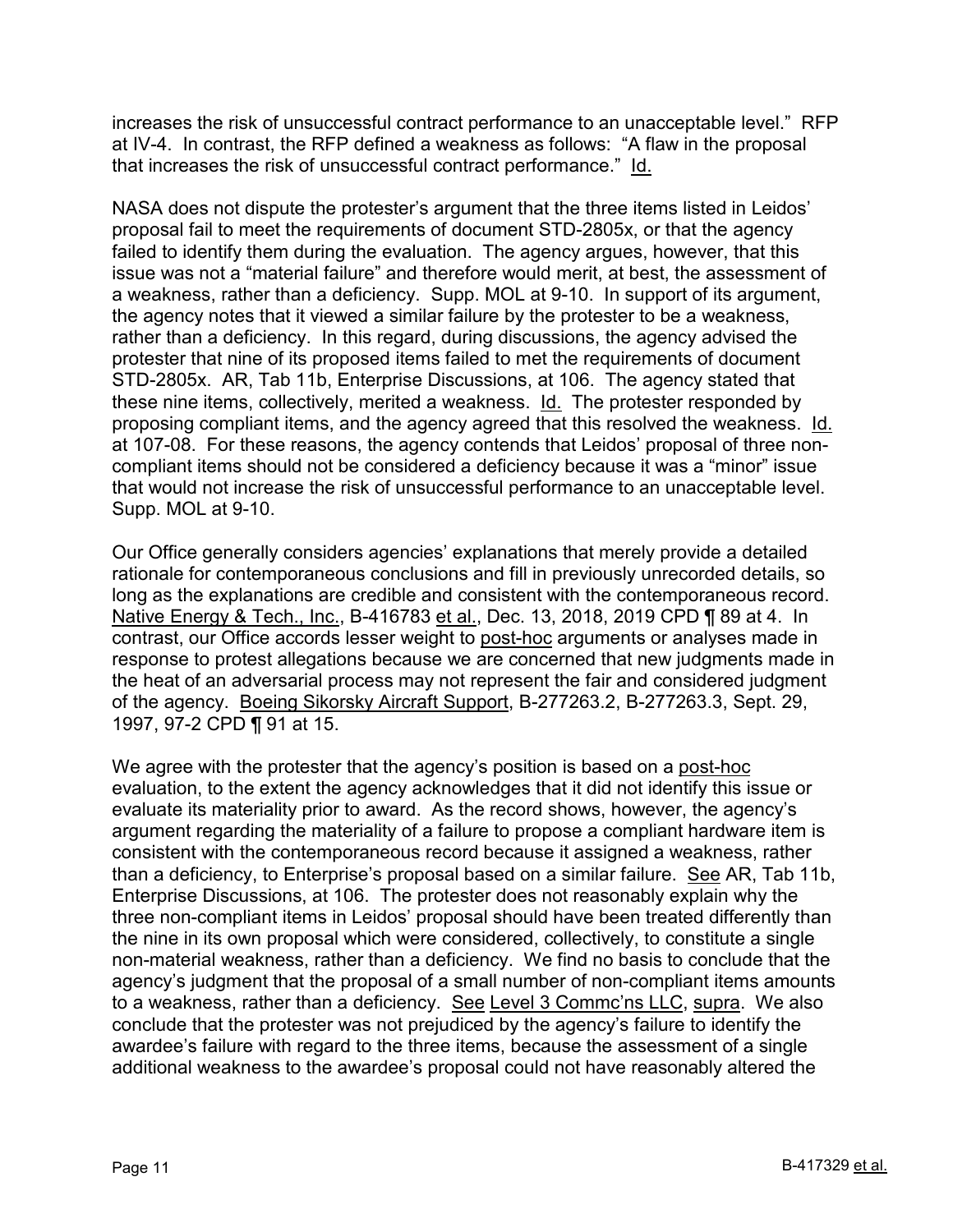increases the risk of unsuccessful contract performance to an unacceptable level." RFP at IV-4. In contrast, the RFP defined a weakness as follows: "A flaw in the proposal that increases the risk of unsuccessful contract performance." Id.

NASA does not dispute the protester's argument that the three items listed in Leidos' proposal fail to meet the requirements of document STD-2805x, or that the agency failed to identify them during the evaluation. The agency argues, however, that this issue was not a "material failure" and therefore would merit, at best, the assessment of a weakness, rather than a deficiency. Supp. MOL at 9-10. In support of its argument, the agency notes that it viewed a similar failure by the protester to be a weakness, rather than a deficiency. In this regard, during discussions, the agency advised the protester that nine of its proposed items failed to met the requirements of document STD-2805x. AR, Tab 11b, Enterprise Discussions, at 106. The agency stated that these nine items, collectively, merited a weakness. Id. The protester responded by proposing compliant items, and the agency agreed that this resolved the weakness. Id. at 107-08. For these reasons, the agency contends that Leidos' proposal of three non-compliant items should not be considered a deficiency because it was a "minor" issue that would not increase the risk of unsuccessful performance to an unacceptable level. Supp. MOL at 9-10.

Our Office generally considers agencies' explanations that merely provide a detailed rationale for contemporaneous conclusions and fill in previously unrecorded details, so long as the explanations are credible and consistent with the contemporaneous record. Native Energy & Tech., Inc., B-416783 et al., Dec. 13, 2018, 2019 CPD ¶ 89 at 4. In contrast, our Office accords lesser weight to post-hoc arguments or analyses made in response to protest allegations because we are concerned that new judgments made in the heat of an adversarial process may not represent the fair and considered judgment of the agency. Boeing Sikorsky Aircraft Support, B-277263.2, B-277263.3, Sept. 29, 1997, 97-2 CPD ¶ 91 at 15.

We agree with the protester that the agency's position is based on a post-hoc evaluation, to the extent the agency acknowledges that it did not identify this issue or evaluate its materiality prior to award. As the record shows, however, the agency's argument regarding the materiality of a failure to propose a compliant hardware item is consistent with the contemporaneous record because it assigned a weakness, rather than a deficiency, to Enterprise's proposal based on a similar failure. See AR, Tab 11b, Enterprise Discussions, at 106. The protester does not reasonably explain why the three non-compliant items in Leidos' proposal should have been treated differently than the nine in its own proposal which were considered, collectively, to constitute a single non-material weakness, rather than a deficiency. We find no basis to conclude that the agency's judgment that the proposal of a small number of non-compliant items amounts to a weakness, rather than a deficiency. See Level 3 Commc'ns LLC, supra. We also conclude that the protester was not prejudiced by the agency's failure to identify the awardee's failure with regard to the three items, because the assessment of a single additional weakness to the awardee's proposal could not have reasonably altered the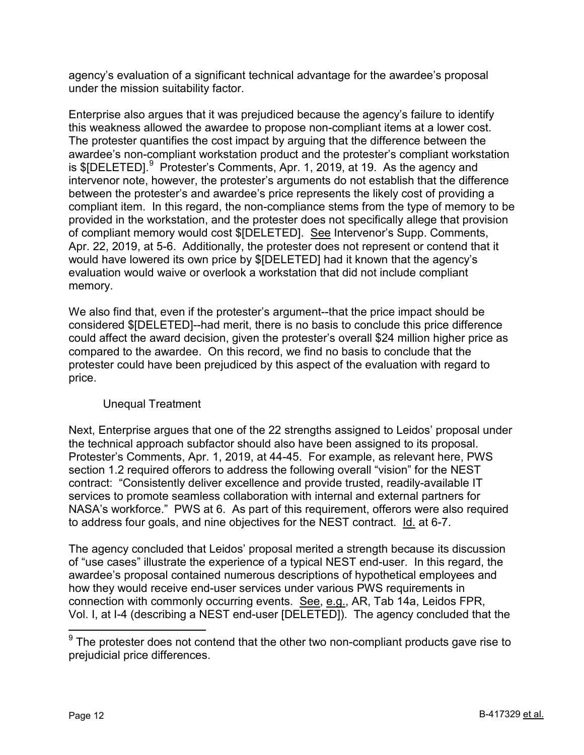agency's evaluation of a significant technical advantage for the awardee's proposal under the mission suitability factor.

Enterprise also argues that it was prejudiced because the agency's failure to identify this weakness allowed the awardee to propose non-compliant items at a lower cost. The protester quantifies the cost impact by arguing that the difference between the awardee's non-compliant workstation product and the protester's compliant workstation is $[DELETED].[9] Protester's Comments, Apr. 1, 2019, at 19. As the agency and intervenor note, however, the protester's arguments do not establish that the difference between the protester's and awardee's price represents the likely cost of providing a compliant item. In this regard, the non-compliance stems from the type of memory to be provided in the workstation, and the protester does not specifically allege that provision of compliant memory would cost $[DELETED]. See Intervenor's Supp. Comments, Apr. 22, 2019, at 5-6. Additionally, the protester does not represent or contend that it would have lowered its own price by $[DELETED] had it known that the agency's evaluation would waive or overlook a workstation that did not include compliant memory.

We also find that, even if the protester's argument--that the price impact should be considered $[DELETED]--had merit, there is no basis to conclude this price difference could affect the award decision, given the protester's overall $24 million higher price as compared to the awardee. On this record, we find no basis to conclude that the protester could have been prejudiced by this aspect of the evaluation with regard to price.

Unequal Treatment

Next, Enterprise argues that one of the 22 strengths assigned to Leidos' proposal under the technical approach subfactor should also have been assigned to its proposal. Protester's Comments, Apr. 1, 2019, at 44-45. For example, as relevant here, PWS section 1.2 required offerors to address the following overall "vision" for the NEST contract: "Consistently deliver excellence and provide trusted, readily-available IT services to promote seamless collaboration with internal and external partners for NASA's workforce." PWS at 6. As part of this requirement, offerors were also required to address four goals, and nine objectives for the NEST contract. Id. at 6-7.

The agency concluded that Leidos' proposal merited a strength because its discussion of "use cases" illustrate the experience of a typical NEST end-user. In this regard, the awardee's proposal contained numerous descriptions of hypothetical employees and how they would receive end-user services under various PWS requirements in connection with commonly occurring events. See, e.g., AR, Tab 14a, Leidos FPR, Vol. I, at I-4 (describing a NEST end-user [DELETED]). The agency concluded that the

[9] The protester does not contend that the other two non-compliant products gave rise to prejudicial price differences.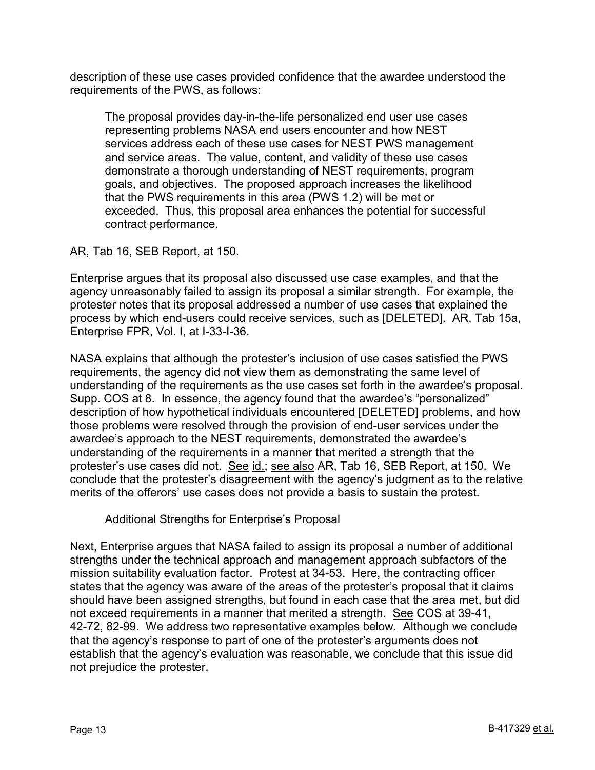description of these use cases provided confidence that the awardee understood the requirements of the PWS, as follows:

> The proposal provides day-in-the-life personalized end user use cases representing problems NASA end users encounter and how NEST services address each of these use cases for NEST PWS management and service areas. The value, content, and validity of these use cases demonstrate a thorough understanding of NEST requirements, program goals, and objectives. The proposed approach increases the likelihood that the PWS requirements in this area (PWS 1.2) will be met or exceeded. Thus, this proposal area enhances the potential for successful contract performance.

AR, Tab 16, SEB Report, at 150.

Enterprise argues that its proposal also discussed use case examples, and that the agency unreasonably failed to assign its proposal a similar strength. For example, the protester notes that its proposal addressed a number of use cases that explained the process by which end-users could receive services, such as [DELETED]. AR, Tab 15a, Enterprise FPR, Vol. I, at I-33-I-36.

NASA explains that although the protester's inclusion of use cases satisfied the PWS requirements, the agency did not view them as demonstrating the same level of understanding of the requirements as the use cases set forth in the awardee's proposal. Supp. COS at 8. In essence, the agency found that the awardee's "personalized" description of how hypothetical individuals encountered [DELETED] problems, and how those problems were resolved through the provision of end-user services under the awardee's approach to the NEST requirements, demonstrated the awardee's understanding of the requirements in a manner that merited a strength that the protester's use cases did not. See id.; see also AR, Tab 16, SEB Report, at 150. We conclude that the protester's disagreement with the agency's judgment as to the relative merits of the offerors' use cases does not provide a basis to sustain the protest.

### Additional Strengths for Enterprise's Proposal

Next, Enterprise argues that NASA failed to assign its proposal a number of additional strengths under the technical approach and management approach subfactors of the mission suitability evaluation factor. Protest at 34-53. Here, the contracting officer states that the agency was aware of the areas of the protester's proposal that it claims should have been assigned strengths, but found in each case that the area met, but did not exceed requirements in a manner that merited a strength. See COS at 39-41, 42-72, 82-99. We address two representative examples below. Although we conclude that the agency's response to part of one of the protester's arguments does not establish that the agency's evaluation was reasonable, we conclude that this issue did not prejudice the protester.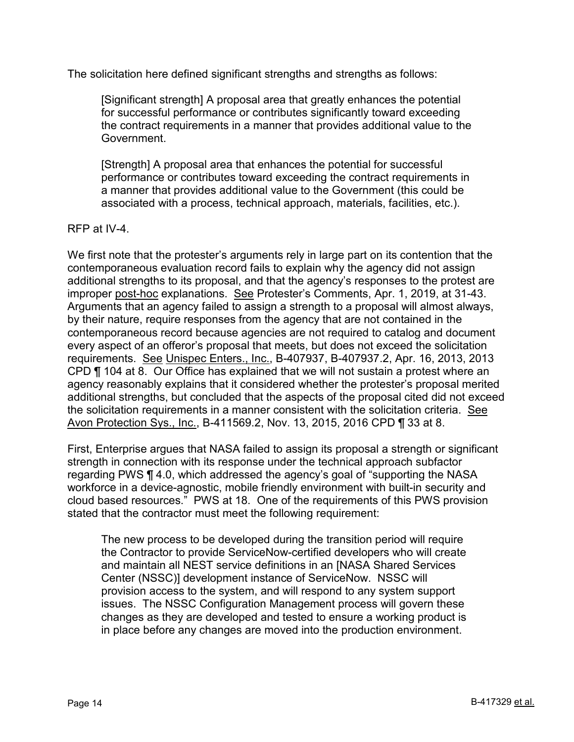The solicitation here defined significant strengths and strengths as follows:

> [Significant strength] A proposal area that greatly enhances the potential for successful performance or contributes significantly toward exceeding the contract requirements in a manner that provides additional value to the Government.
>
> [Strength] A proposal area that enhances the potential for successful performance or contributes toward exceeding the contract requirements in a manner that provides additional value to the Government (this could be associated with a process, technical approach, materials, facilities, etc.).

RFP at IV-4.

We first note that the protester's arguments rely in large part on its contention that the contemporaneous evaluation record fails to explain why the agency did not assign additional strengths to its proposal, and that the agency's responses to the protest are improper post-hoc explanations. See Protester's Comments, Apr. 1, 2019, at 31-43. Arguments that an agency failed to assign a strength to a proposal will almost always, by their nature, require responses from the agency that are not contained in the contemporaneous record because agencies are not required to catalog and document every aspect of an offeror's proposal that meets, but does not exceed the solicitation requirements. See Unispec Enters., Inc., B-407937, B-407937.2, Apr. 16, 2013, 2013 CPD ¶ 104 at 8. Our Office has explained that we will not sustain a protest where an agency reasonably explains that it considered whether the protester's proposal merited additional strengths, but concluded that the aspects of the proposal cited did not exceed the solicitation requirements in a manner consistent with the solicitation criteria. See Avon Protection Sys., Inc., B-411569.2, Nov. 13, 2015, 2016 CPD ¶ 33 at 8.

First, Enterprise argues that NASA failed to assign its proposal a strength or significant strength in connection with its response under the technical approach subfactor regarding PWS ¶ 4.0, which addressed the agency's goal of "supporting the NASA workforce in a device-agnostic, mobile friendly environment with built-in security and cloud based resources." PWS at 18. One of the requirements of this PWS provision stated that the contractor must meet the following requirement:

> The new process to be developed during the transition period will require the Contractor to provide ServiceNow-certified developers who will create and maintain all NEST service definitions in an [NASA Shared Services Center (NSSC)] development instance of ServiceNow. NSSC will provision access to the system, and will respond to any system support issues. The NSSC Configuration Management process will govern these changes as they are developed and tested to ensure a working product is in place before any changes are moved into the production environment.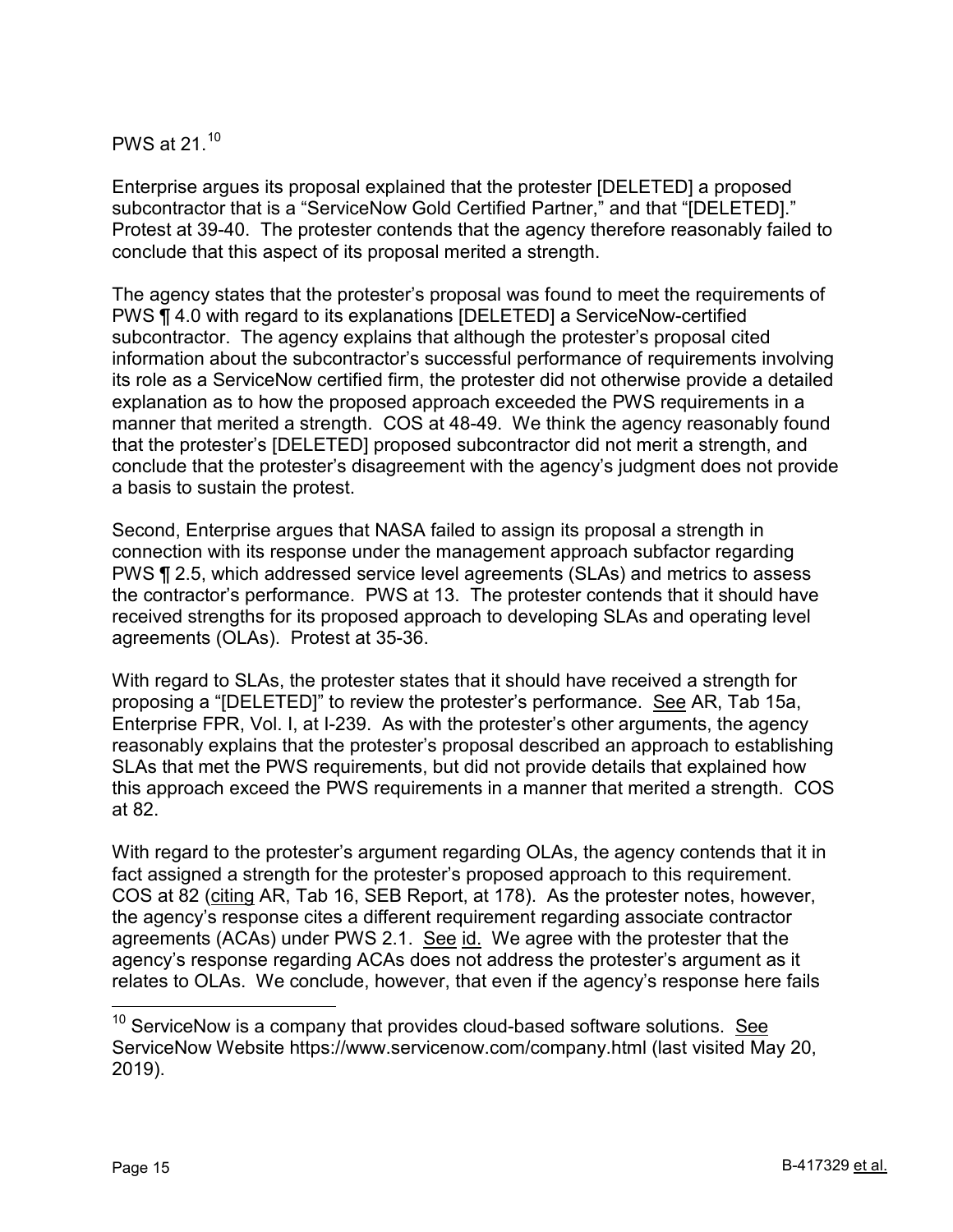PWS at 21.[10]

Enterprise argues its proposal explained that the protester [DELETED] a proposed subcontractor that is a "ServiceNow Gold Certified Partner," and that "[DELETED]." Protest at 39-40. The protester contends that the agency therefore reasonably failed to conclude that this aspect of its proposal merited a strength.

The agency states that the protester's proposal was found to meet the requirements of PWS ¶ 4.0 with regard to its explanations [DELETED] a ServiceNow-certified subcontractor. The agency explains that although the protester's proposal cited information about the subcontractor's successful performance of requirements involving its role as a ServiceNow certified firm, the protester did not otherwise provide a detailed explanation as to how the proposed approach exceeded the PWS requirements in a manner that merited a strength. COS at 48-49. We think the agency reasonably found that the protester's [DELETED] proposed subcontractor did not merit a strength, and conclude that the protester's disagreement with the agency's judgment does not provide a basis to sustain the protest.

Second, Enterprise argues that NASA failed to assign its proposal a strength in connection with its response under the management approach subfactor regarding PWS ¶ 2.5, which addressed service level agreements (SLAs) and metrics to assess the contractor's performance. PWS at 13. The protester contends that it should have received strengths for its proposed approach to developing SLAs and operating level agreements (OLAs). Protest at 35-36.

With regard to SLAs, the protester states that it should have received a strength for proposing a "[DELETED]" to review the protester's performance. See AR, Tab 15a, Enterprise FPR, Vol. I, at I-239. As with the protester's other arguments, the agency reasonably explains that the protester's proposal described an approach to establishing SLAs that met the PWS requirements, but did not provide details that explained how this approach exceed the PWS requirements in a manner that merited a strength. COS at 82.

With regard to the protester's argument regarding OLAs, the agency contends that it in fact assigned a strength for the protester's proposed approach to this requirement. COS at 82 (citing AR, Tab 16, SEB Report, at 178). As the protester notes, however, the agency's response cites a different requirement regarding associate contractor agreements (ACAs) under PWS 2.1. See id. We agree with the protester that the agency's response regarding ACAs does not address the protester's argument as it relates to OLAs. We conclude, however, that even if the agency's response here fails

---

[10] ServiceNow is a company that provides cloud-based software solutions. See ServiceNow Website https://www.servicenow.com/company.html (last visited May 20, 2019).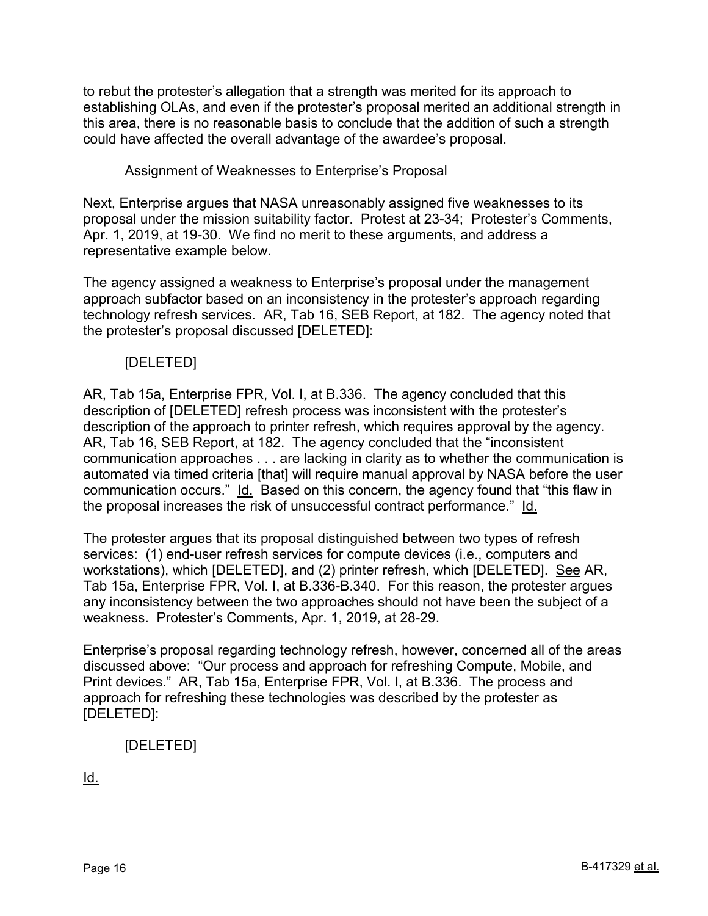to rebut the protester's allegation that a strength was merited for its approach to establishing OLAs, and even if the protester's proposal merited an additional strength in this area, there is no reasonable basis to conclude that the addition of such a strength could have affected the overall advantage of the awardee's proposal.

Assignment of Weaknesses to Enterprise's Proposal

Next, Enterprise argues that NASA unreasonably assigned five weaknesses to its proposal under the mission suitability factor. Protest at 23-34; Protester's Comments, Apr. 1, 2019, at 19-30. We find no merit to these arguments, and address a representative example below.

The agency assigned a weakness to Enterprise's proposal under the management approach subfactor based on an inconsistency in the protester's approach regarding technology refresh services. AR, Tab 16, SEB Report, at 182. The agency noted that the protester's proposal discussed [DELETED]:

> [DELETED]

AR, Tab 15a, Enterprise FPR, Vol. I, at B.336. The agency concluded that this description of [DELETED] refresh process was inconsistent with the protester's description of the approach to printer refresh, which requires approval by the agency. AR, Tab 16, SEB Report, at 182. The agency concluded that the "inconsistent communication approaches . . . are lacking in clarity as to whether the communication is automated via timed criteria [that] will require manual approval by NASA before the user communication occurs." Id. Based on this concern, the agency found that "this flaw in the proposal increases the risk of unsuccessful contract performance." Id.

The protester argues that its proposal distinguished between two types of refresh services: (1) end-user refresh services for compute devices (i.e., computers and workstations), which [DELETED], and (2) printer refresh, which [DELETED]. See AR, Tab 15a, Enterprise FPR, Vol. I, at B.336-B.340. For this reason, the protester argues any inconsistency between the two approaches should not have been the subject of a weakness. Protester's Comments, Apr. 1, 2019, at 28-29.

Enterprise's proposal regarding technology refresh, however, concerned all of the areas discussed above: "Our process and approach for refreshing Compute, Mobile, and Print devices." AR, Tab 15a, Enterprise FPR, Vol. I, at B.336. The process and approach for refreshing these technologies was described by the protester as [DELETED]:

> [DELETED]

Id.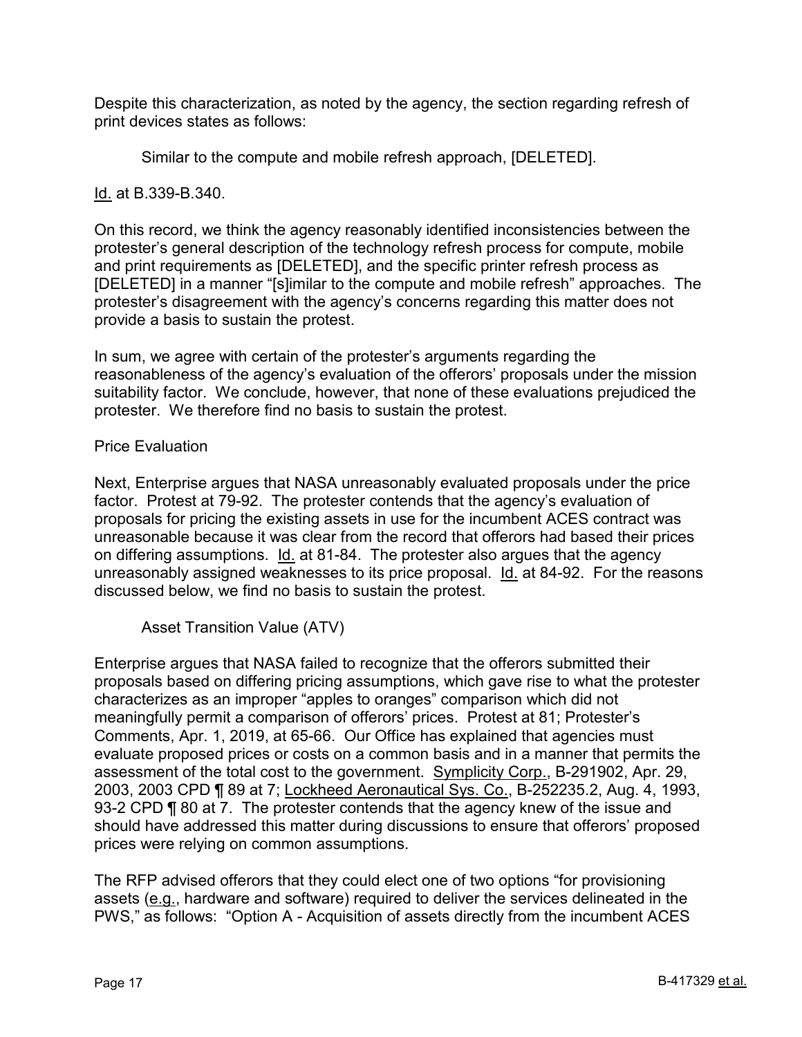Despite this characterization, as noted by the agency, the section regarding refresh of print devices states as follows:

> Similar to the compute and mobile refresh approach, [DELETED].

Id. at B.339-B.340.

On this record, we think the agency reasonably identified inconsistencies between the protester's general description of the technology refresh process for compute, mobile and print requirements as [DELETED], and the specific printer refresh process as [DELETED] in a manner "[s]imilar to the compute and mobile refresh" approaches. The protester's disagreement with the agency's concerns regarding this matter does not provide a basis to sustain the protest.

In sum, we agree with certain of the protester's arguments regarding the reasonableness of the agency's evaluation of the offerors' proposals under the mission suitability factor. We conclude, however, that none of these evaluations prejudiced the protester. We therefore find no basis to sustain the protest.

Price Evaluation

Next, Enterprise argues that NASA unreasonably evaluated proposals under the price factor. Protest at 79-92. The protester contends that the agency's evaluation of proposals for pricing the existing assets in use for the incumbent ACES contract was unreasonable because it was clear from the record that offerors had based their prices on differing assumptions. Id. at 81-84. The protester also argues that the agency unreasonably assigned weaknesses to its price proposal. Id. at 84-92. For the reasons discussed below, we find no basis to sustain the protest.

Asset Transition Value (ATV)

Enterprise argues that NASA failed to recognize that the offerors submitted their proposals based on differing pricing assumptions, which gave rise to what the protester characterizes as an improper "apples to oranges" comparison which did not meaningfully permit a comparison of offerors' prices. Protest at 81; Protester's Comments, Apr. 1, 2019, at 65-66. Our Office has explained that agencies must evaluate proposed prices or costs on a common basis and in a manner that permits the assessment of the total cost to the government. Symplicity Corp., B-291902, Apr. 29, 2003, 2003 CPD ¶ 89 at 7; Lockheed Aeronautical Sys. Co., B-252235.2, Aug. 4, 1993, 93-2 CPD ¶ 80 at 7. The protester contends that the agency knew of the issue and should have addressed this matter during discussions to ensure that offerors' proposed prices were relying on common assumptions.

The RFP advised offerors that they could elect one of two options "for provisioning assets (e.g., hardware and software) required to deliver the services delineated in the PWS," as follows: "Option A - Acquisition of assets directly from the incumbent ACES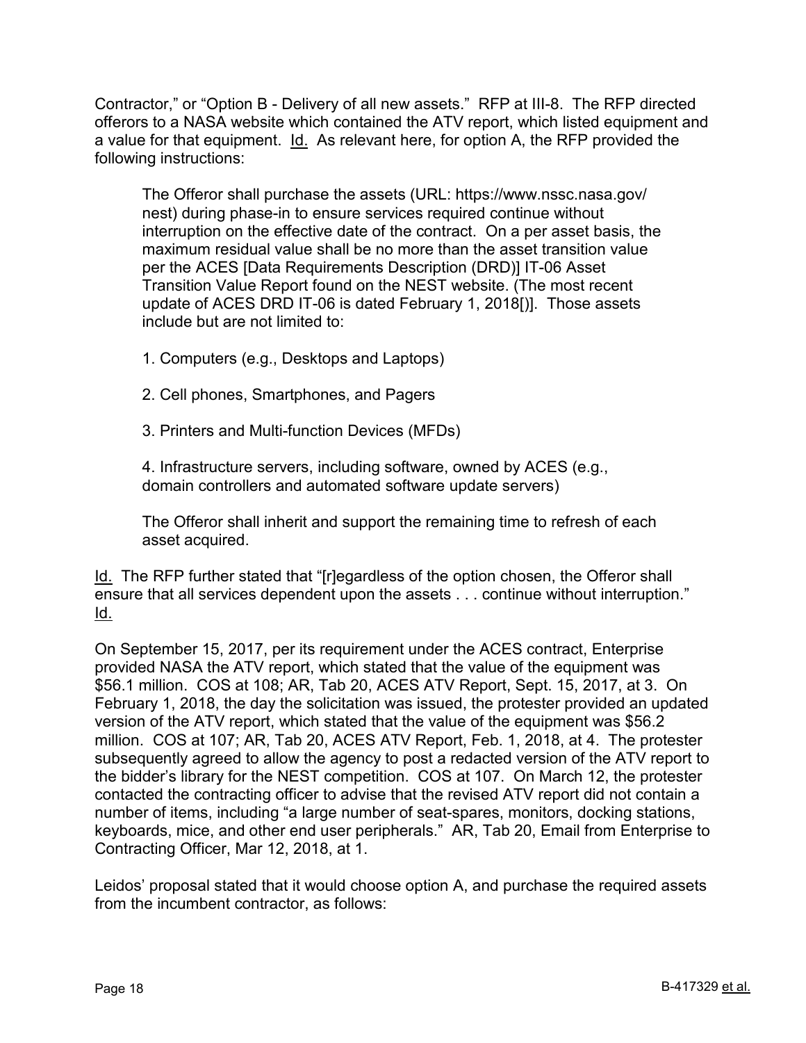Contractor," or "Option B - Delivery of all new assets." RFP at III-8. The RFP directed offerors to a NASA website which contained the ATV report, which listed equipment and a value for that equipment. Id. As relevant here, for option A, the RFP provided the following instructions:

> The Offeror shall purchase the assets (URL: https://www.nssc.nasa.gov/nest) during phase-in to ensure services required continue without interruption on the effective date of the contract. On a per asset basis, the maximum residual value shall be no more than the asset transition value per the ACES [Data Requirements Description (DRD)] IT-06 Asset Transition Value Report found on the NEST website. (The most recent update of ACES DRD IT-06 is dated February 1, 2018[)]. Those assets include but are not limited to:
>
> 1. Computers (e.g., Desktops and Laptops)
>
> 2. Cell phones, Smartphones, and Pagers
>
> 3. Printers and Multi-function Devices (MFDs)
>
> 4. Infrastructure servers, including software, owned by ACES (e.g., domain controllers and automated software update servers)
>
> The Offeror shall inherit and support the remaining time to refresh of each asset acquired.

Id. The RFP further stated that "[r]egardless of the option chosen, the Offeror shall ensure that all services dependent upon the assets . . . continue without interruption." Id.

On September 15, 2017, per its requirement under the ACES contract, Enterprise provided NASA the ATV report, which stated that the value of the equipment was $56.1 million. COS at 108; AR, Tab 20, ACES ATV Report, Sept. 15, 2017, at 3. On February 1, 2018, the day the solicitation was issued, the protester provided an updated version of the ATV report, which stated that the value of the equipment was $56.2 million. COS at 107; AR, Tab 20, ACES ATV Report, Feb. 1, 2018, at 4. The protester subsequently agreed to allow the agency to post a redacted version of the ATV report to the bidder's library for the NEST competition. COS at 107. On March 12, the protester contacted the contracting officer to advise that the revised ATV report did not contain a number of items, including "a large number of seat-spares, monitors, docking stations, keyboards, mice, and other end user peripherals." AR, Tab 20, Email from Enterprise to Contracting Officer, Mar 12, 2018, at 1.

Leidos' proposal stated that it would choose option A, and purchase the required assets from the incumbent contractor, as follows: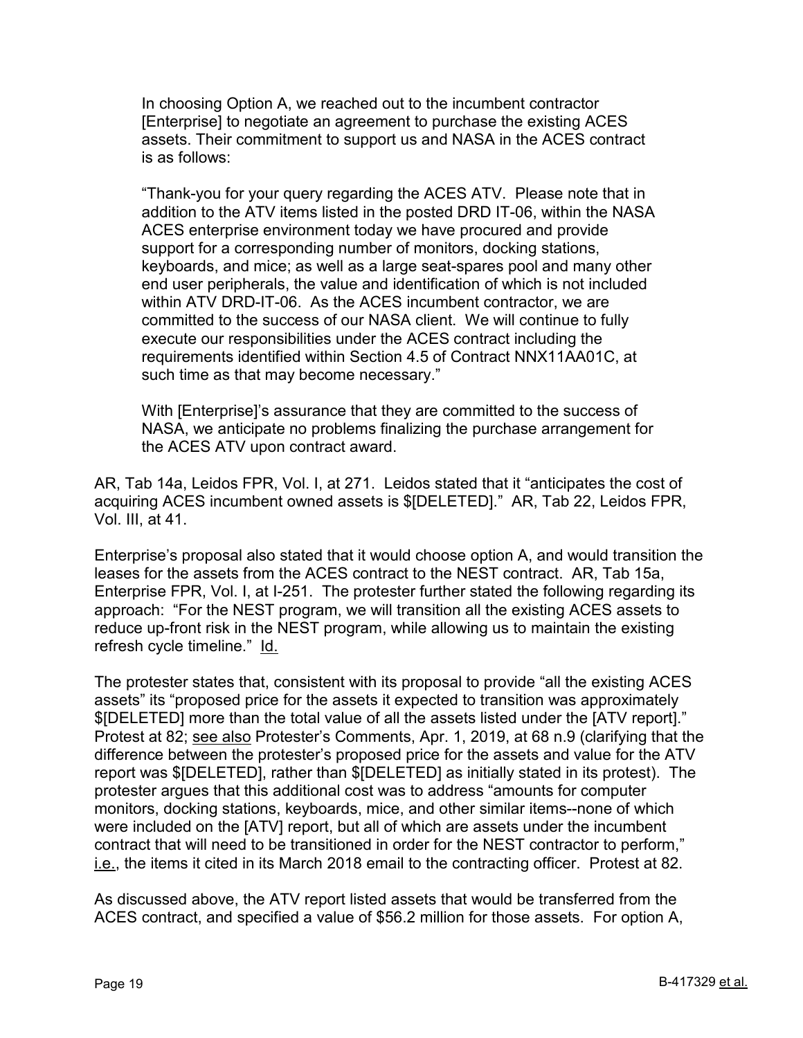> In choosing Option A, we reached out to the incumbent contractor [Enterprise] to negotiate an agreement to purchase the existing ACES assets. Their commitment to support us and NASA in the ACES contract is as follows:
>
> "Thank-you for your query regarding the ACES ATV. Please note that in addition to the ATV items listed in the posted DRD IT-06, within the NASA ACES enterprise environment today we have procured and provide support for a corresponding number of monitors, docking stations, keyboards, and mice; as well as a large seat-spares pool and many other end user peripherals, the value and identification of which is not included within ATV DRD-IT-06. As the ACES incumbent contractor, we are committed to the success of our NASA client. We will continue to fully execute our responsibilities under the ACES contract including the requirements identified within Section 4.5 of Contract NNX11AA01C, at such time as that may become necessary."
>
> With [Enterprise]'s assurance that they are committed to the success of NASA, we anticipate no problems finalizing the purchase arrangement for the ACES ATV upon contract award.

AR, Tab 14a, Leidos FPR, Vol. I, at 271. Leidos stated that it "anticipates the cost of acquiring ACES incumbent owned assets is $[DELETED]." AR, Tab 22, Leidos FPR, Vol. III, at 41.

Enterprise's proposal also stated that it would choose option A, and would transition the leases for the assets from the ACES contract to the NEST contract. AR, Tab 15a, Enterprise FPR, Vol. I, at I-251. The protester further stated the following regarding its approach: "For the NEST program, we will transition all the existing ACES assets to reduce up-front risk in the NEST program, while allowing us to maintain the existing refresh cycle timeline." Id.

The protester states that, consistent with its proposal to provide "all the existing ACES assets" its "proposed price for the assets it expected to transition was approximately $[DELETED] more than the total value of all the assets listed under the [ATV report]." Protest at 82; see also Protester's Comments, Apr. 1, 2019, at 68 n.9 (clarifying that the difference between the protester's proposed price for the assets and value for the ATV report was $[DELETED], rather than $[DELETED] as initially stated in its protest). The protester argues that this additional cost was to address "amounts for computer monitors, docking stations, keyboards, mice, and other similar items--none of which were included on the [ATV] report, but all of which are assets under the incumbent contract that will need to be transitioned in order for the NEST contractor to perform," i.e., the items it cited in its March 2018 email to the contracting officer. Protest at 82.

As discussed above, the ATV report listed assets that would be transferred from the ACES contract, and specified a value of $56.2 million for those assets. For option A,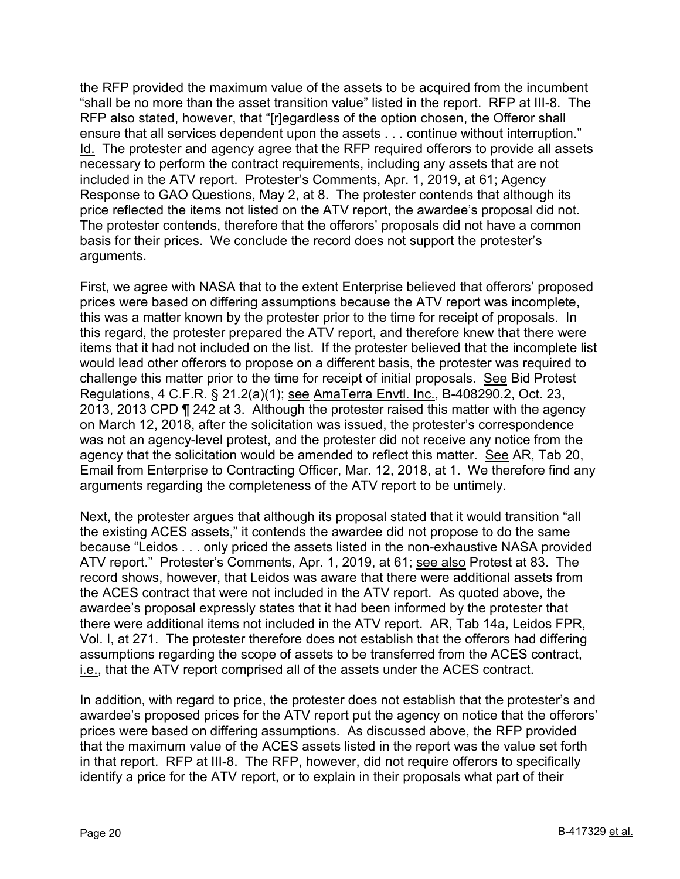the RFP provided the maximum value of the assets to be acquired from the incumbent "shall be no more than the asset transition value" listed in the report. RFP at III-8. The RFP also stated, however, that "[r]egardless of the option chosen, the Offeror shall ensure that all services dependent upon the assets . . . continue without interruption." Id. The protester and agency agree that the RFP required offerors to provide all assets necessary to perform the contract requirements, including any assets that are not included in the ATV report. Protester's Comments, Apr. 1, 2019, at 61; Agency Response to GAO Questions, May 2, at 8. The protester contends that although its price reflected the items not listed on the ATV report, the awardee's proposal did not. The protester contends, therefore that the offerors' proposals did not have a common basis for their prices. We conclude the record does not support the protester's arguments.

First, we agree with NASA that to the extent Enterprise believed that offerors' proposed prices were based on differing assumptions because the ATV report was incomplete, this was a matter known by the protester prior to the time for receipt of proposals. In this regard, the protester prepared the ATV report, and therefore knew that there were items that it had not included on the list. If the protester believed that the incomplete list would lead other offerors to propose on a different basis, the protester was required to challenge this matter prior to the time for receipt of initial proposals. See Bid Protest Regulations, 4 C.F.R. § 21.2(a)(1); see AmaTerra Envtl. Inc., B-408290.2, Oct. 23, 2013, 2013 CPD ¶ 242 at 3. Although the protester raised this matter with the agency on March 12, 2018, after the solicitation was issued, the protester's correspondence was not an agency-level protest, and the protester did not receive any notice from the agency that the solicitation would be amended to reflect this matter. See AR, Tab 20, Email from Enterprise to Contracting Officer, Mar. 12, 2018, at 1. We therefore find any arguments regarding the completeness of the ATV report to be untimely.

Next, the protester argues that although its proposal stated that it would transition "all the existing ACES assets," it contends the awardee did not propose to do the same because "Leidos . . . only priced the assets listed in the non-exhaustive NASA provided ATV report." Protester's Comments, Apr. 1, 2019, at 61; see also Protest at 83. The record shows, however, that Leidos was aware that there were additional assets from the ACES contract that were not included in the ATV report. As quoted above, the awardee's proposal expressly states that it had been informed by the protester that there were additional items not included in the ATV report. AR, Tab 14a, Leidos FPR, Vol. I, at 271. The protester therefore does not establish that the offerors had differing assumptions regarding the scope of assets to be transferred from the ACES contract, i.e., that the ATV report comprised all of the assets under the ACES contract.

In addition, with regard to price, the protester does not establish that the protester's and awardee's proposed prices for the ATV report put the agency on notice that the offerors' prices were based on differing assumptions. As discussed above, the RFP provided that the maximum value of the ACES assets listed in the report was the value set forth in that report. RFP at III-8. The RFP, however, did not require offerors to specifically identify a price for the ATV report, or to explain in their proposals what part of their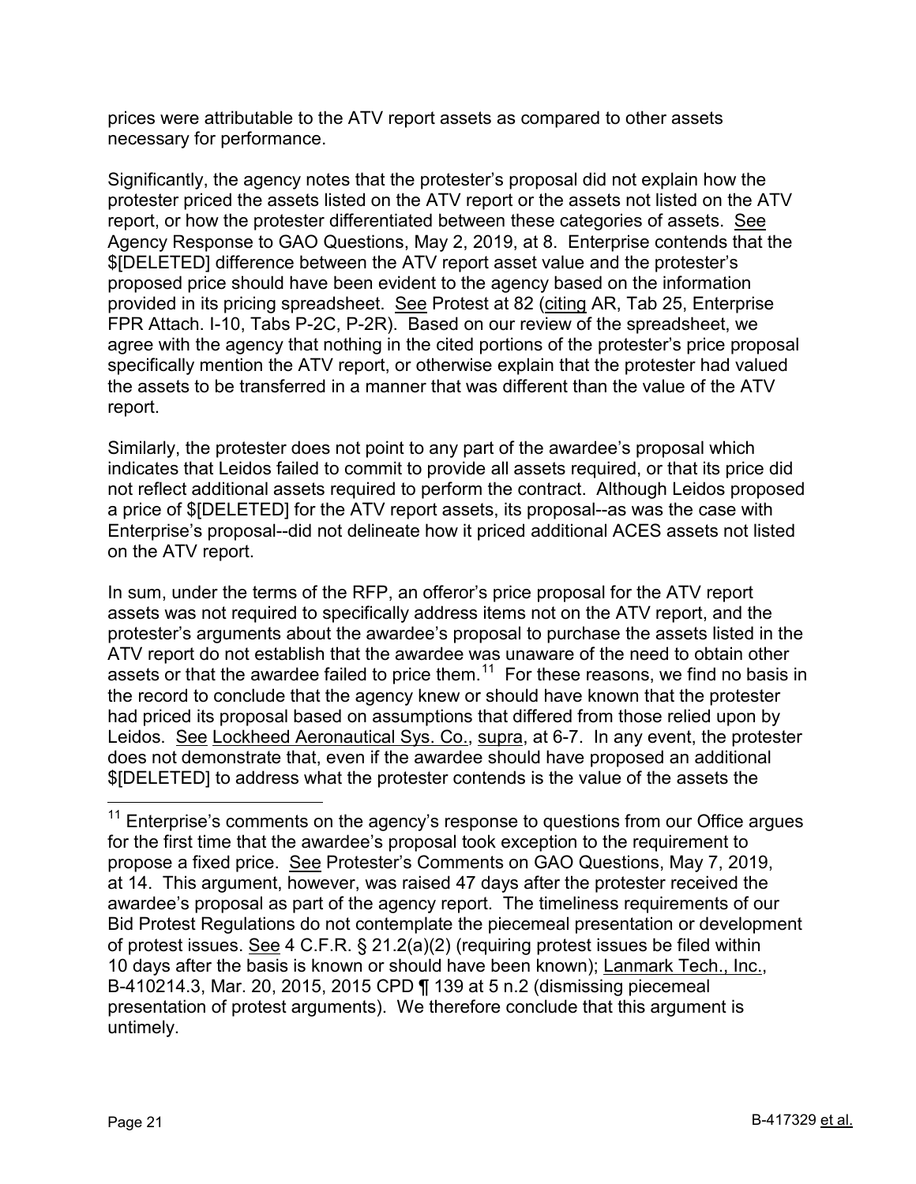prices were attributable to the ATV report assets as compared to other assets necessary for performance.

Significantly, the agency notes that the protester's proposal did not explain how the protester priced the assets listed on the ATV report or the assets not listed on the ATV report, or how the protester differentiated between these categories of assets. See Agency Response to GAO Questions, May 2, 2019, at 8. Enterprise contends that the $[DELETED] difference between the ATV report asset value and the protester's proposed price should have been evident to the agency based on the information provided in its pricing spreadsheet. See Protest at 82 (citing AR, Tab 25, Enterprise FPR Attach. I-10, Tabs P-2C, P-2R). Based on our review of the spreadsheet, we agree with the agency that nothing in the cited portions of the protester's price proposal specifically mention the ATV report, or otherwise explain that the protester had valued the assets to be transferred in a manner that was different than the value of the ATV report.

Similarly, the protester does not point to any part of the awardee's proposal which indicates that Leidos failed to commit to provide all assets required, or that its price did not reflect additional assets required to perform the contract. Although Leidos proposed a price of $[DELETED] for the ATV report assets, its proposal--as was the case with Enterprise's proposal--did not delineate how it priced additional ACES assets not listed on the ATV report.

In sum, under the terms of the RFP, an offeror's price proposal for the ATV report assets was not required to specifically address items not on the ATV report, and the protester's arguments about the awardee's proposal to purchase the assets listed in the ATV report do not establish that the awardee was unaware of the need to obtain other assets or that the awardee failed to price them.[11] For these reasons, we find no basis in the record to conclude that the agency knew or should have known that the protester had priced its proposal based on assumptions that differed from those relied upon by Leidos. See Lockheed Aeronautical Sys. Co., supra, at 6-7. In any event, the protester does not demonstrate that, even if the awardee should have proposed an additional $[DELETED] to address what the protester contends is the value of the assets the

[11] Enterprise's comments on the agency's response to questions from our Office argues for the first time that the awardee's proposal took exception to the requirement to propose a fixed price. See Protester's Comments on GAO Questions, May 7, 2019, at 14. This argument, however, was raised 47 days after the protester received the awardee's proposal as part of the agency report. The timeliness requirements of our Bid Protest Regulations do not contemplate the piecemeal presentation or development of protest issues. See 4 C.F.R. § 21.2(a)(2) (requiring protest issues be filed within 10 days after the basis is known or should have been known); Lanmark Tech., Inc., B-410214.3, Mar. 20, 2015, 2015 CPD ¶ 139 at 5 n.2 (dismissing piecemeal presentation of protest arguments). We therefore conclude that this argument is untimely.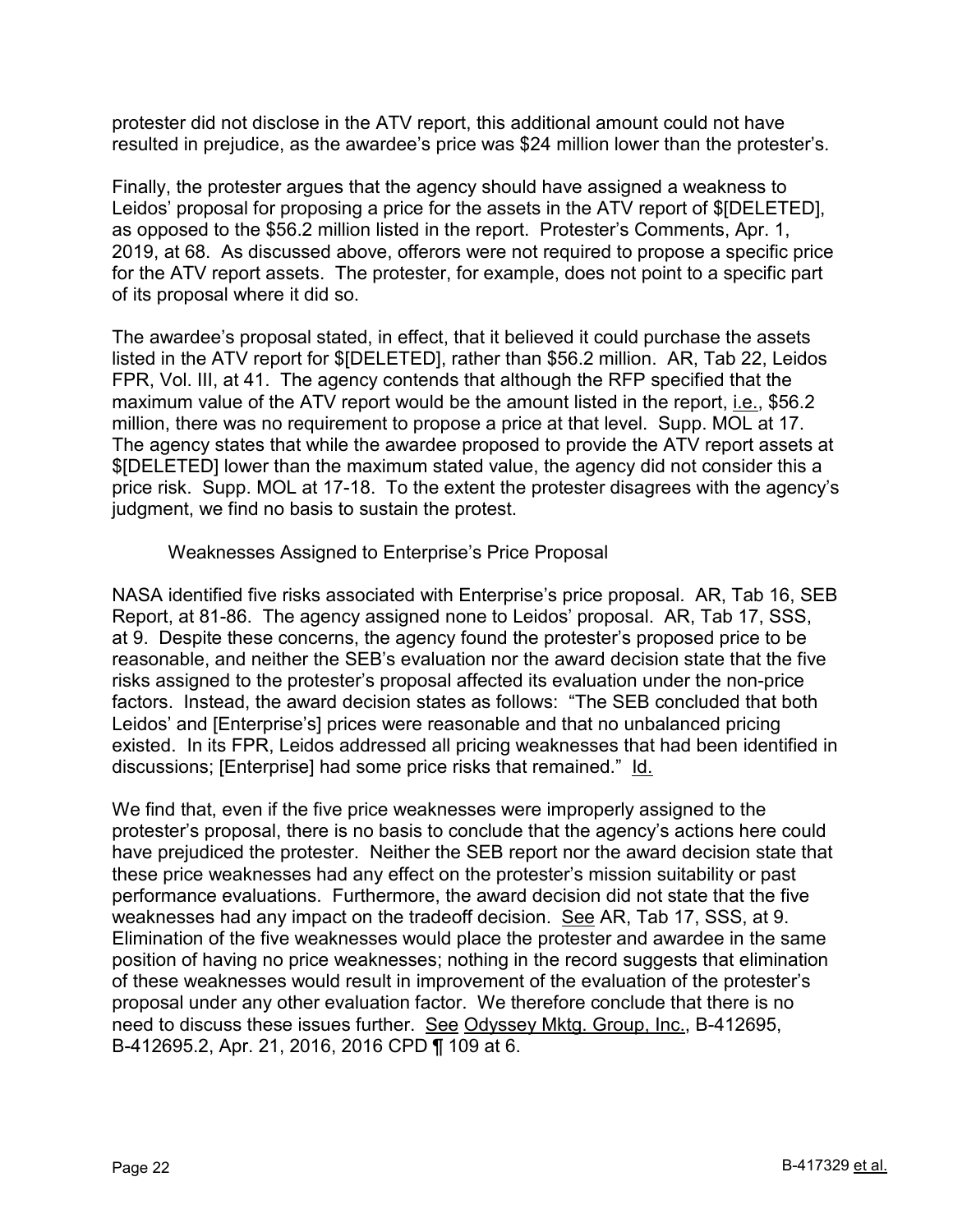protester did not disclose in the ATV report, this additional amount could not have resulted in prejudice, as the awardee's price was $24 million lower than the protester's.

Finally, the protester argues that the agency should have assigned a weakness to Leidos' proposal for proposing a price for the assets in the ATV report of $[DELETED], as opposed to the $56.2 million listed in the report. Protester's Comments, Apr. 1, 2019, at 68. As discussed above, offerors were not required to propose a specific price for the ATV report assets. The protester, for example, does not point to a specific part of its proposal where it did so.

The awardee's proposal stated, in effect, that it believed it could purchase the assets listed in the ATV report for $[DELETED], rather than $56.2 million. AR, Tab 22, Leidos FPR, Vol. III, at 41. The agency contends that although the RFP specified that the maximum value of the ATV report would be the amount listed in the report, i.e., $56.2 million, there was no requirement to propose a price at that level. Supp. MOL at 17. The agency states that while the awardee proposed to provide the ATV report assets at $[DELETED] lower than the maximum stated value, the agency did not consider this a price risk. Supp. MOL at 17-18. To the extent the protester disagrees with the agency's judgment, we find no basis to sustain the protest.

Weaknesses Assigned to Enterprise's Price Proposal

NASA identified five risks associated with Enterprise's price proposal. AR, Tab 16, SEB Report, at 81-86. The agency assigned none to Leidos' proposal. AR, Tab 17, SSS, at 9. Despite these concerns, the agency found the protester's proposed price to be reasonable, and neither the SEB's evaluation nor the award decision state that the five risks assigned to the protester's proposal affected its evaluation under the non-price factors. Instead, the award decision states as follows: "The SEB concluded that both Leidos' and [Enterprise's] prices were reasonable and that no unbalanced pricing existed. In its FPR, Leidos addressed all pricing weaknesses that had been identified in discussions; [Enterprise] had some price risks that remained." Id.

We find that, even if the five price weaknesses were improperly assigned to the protester's proposal, there is no basis to conclude that the agency's actions here could have prejudiced the protester. Neither the SEB report nor the award decision state that these price weaknesses had any effect on the protester's mission suitability or past performance evaluations. Furthermore, the award decision did not state that the five weaknesses had any impact on the tradeoff decision. See AR, Tab 17, SSS, at 9. Elimination of the five weaknesses would place the protester and awardee in the same position of having no price weaknesses; nothing in the record suggests that elimination of these weaknesses would result in improvement of the evaluation of the protester's proposal under any other evaluation factor. We therefore conclude that there is no need to discuss these issues further. See Odyssey Mktg. Group, Inc., B-412695, B-412695.2, Apr. 21, 2016, 2016 CPD ¶ 109 at 6.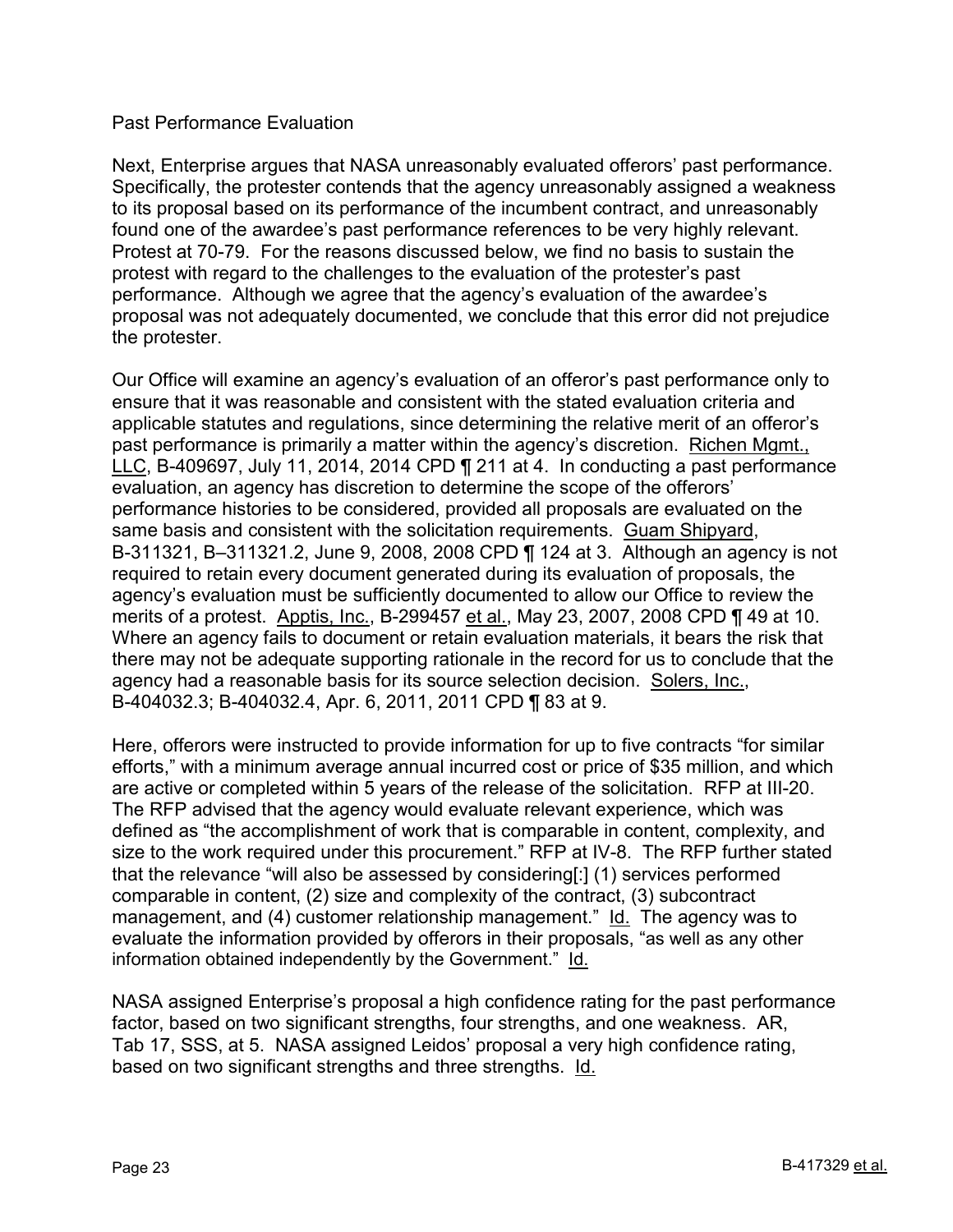Past Performance Evaluation

Next, Enterprise argues that NASA unreasonably evaluated offerors' past performance. Specifically, the protester contends that the agency unreasonably assigned a weakness to its proposal based on its performance of the incumbent contract, and unreasonably found one of the awardee's past performance references to be very highly relevant. Protest at 70-79. For the reasons discussed below, we find no basis to sustain the protest with regard to the challenges to the evaluation of the protester's past performance. Although we agree that the agency's evaluation of the awardee's proposal was not adequately documented, we conclude that this error did not prejudice the protester.

Our Office will examine an agency's evaluation of an offeror's past performance only to ensure that it was reasonable and consistent with the stated evaluation criteria and applicable statutes and regulations, since determining the relative merit of an offeror's past performance is primarily a matter within the agency's discretion. Richen Mgmt., LLC, B-409697, July 11, 2014, 2014 CPD ¶ 211 at 4. In conducting a past performance evaluation, an agency has discretion to determine the scope of the offerors' performance histories to be considered, provided all proposals are evaluated on the same basis and consistent with the solicitation requirements. Guam Shipyard, B-311321, B–311321.2, June 9, 2008, 2008 CPD ¶ 124 at 3. Although an agency is not required to retain every document generated during its evaluation of proposals, the agency's evaluation must be sufficiently documented to allow our Office to review the merits of a protest. Apptis, Inc., B-299457 et al., May 23, 2007, 2008 CPD ¶ 49 at 10. Where an agency fails to document or retain evaluation materials, it bears the risk that there may not be adequate supporting rationale in the record for us to conclude that the agency had a reasonable basis for its source selection decision. Solers, Inc., B-404032.3; B-404032.4, Apr. 6, 2011, 2011 CPD ¶ 83 at 9.

Here, offerors were instructed to provide information for up to five contracts "for similar efforts," with a minimum average annual incurred cost or price of $35 million, and which are active or completed within 5 years of the release of the solicitation. RFP at III-20. The RFP advised that the agency would evaluate relevant experience, which was defined as "the accomplishment of work that is comparable in content, complexity, and size to the work required under this procurement." RFP at IV-8. The RFP further stated that the relevance "will also be assessed by considering[:] (1) services performed comparable in content, (2) size and complexity of the contract, (3) subcontract management, and (4) customer relationship management." Id. The agency was to evaluate the information provided by offerors in their proposals, "as well as any other information obtained independently by the Government." Id.

NASA assigned Enterprise's proposal a high confidence rating for the past performance factor, based on two significant strengths, four strengths, and one weakness. AR, Tab 17, SSS, at 5. NASA assigned Leidos' proposal a very high confidence rating, based on two significant strengths and three strengths. Id.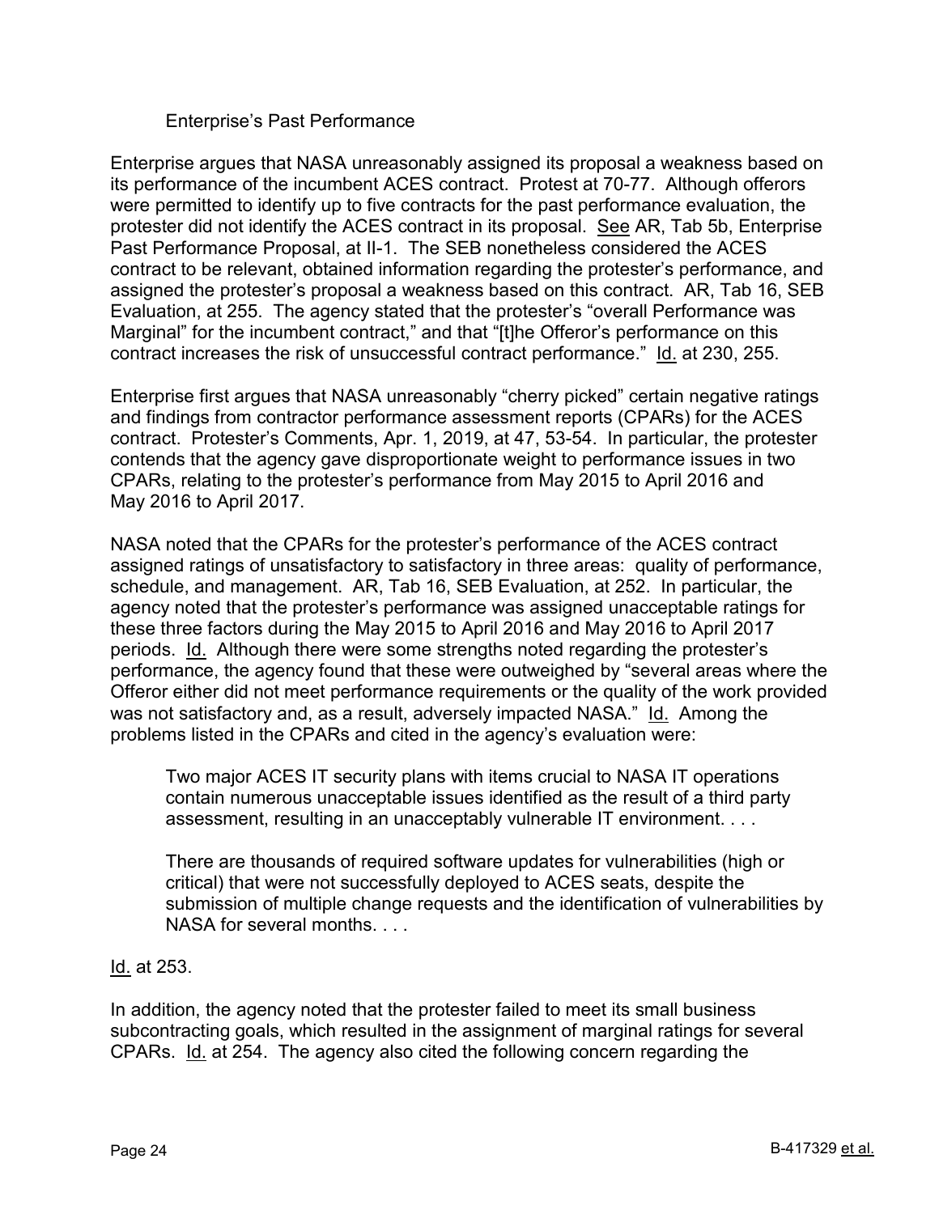Enterprise's Past Performance

Enterprise argues that NASA unreasonably assigned its proposal a weakness based on its performance of the incumbent ACES contract. Protest at 70-77. Although offerors were permitted to identify up to five contracts for the past performance evaluation, the protester did not identify the ACES contract in its proposal. See AR, Tab 5b, Enterprise Past Performance Proposal, at II-1. The SEB nonetheless considered the ACES contract to be relevant, obtained information regarding the protester's performance, and assigned the protester's proposal a weakness based on this contract. AR, Tab 16, SEB Evaluation, at 255. The agency stated that the protester's "overall Performance was Marginal" for the incumbent contract," and that "[t]he Offeror's performance on this contract increases the risk of unsuccessful contract performance." Id. at 230, 255.

Enterprise first argues that NASA unreasonably "cherry picked" certain negative ratings and findings from contractor performance assessment reports (CPARs) for the ACES contract. Protester's Comments, Apr. 1, 2019, at 47, 53-54. In particular, the protester contends that the agency gave disproportionate weight to performance issues in two CPARs, relating to the protester's performance from May 2015 to April 2016 and May 2016 to April 2017.

NASA noted that the CPARs for the protester's performance of the ACES contract assigned ratings of unsatisfactory to satisfactory in three areas: quality of performance, schedule, and management. AR, Tab 16, SEB Evaluation, at 252. In particular, the agency noted that the protester's performance was assigned unacceptable ratings for these three factors during the May 2015 to April 2016 and May 2016 to April 2017 periods. Id. Although there were some strengths noted regarding the protester's performance, the agency found that these were outweighed by "several areas where the Offeror either did not meet performance requirements or the quality of the work provided was not satisfactory and, as a result, adversely impacted NASA." Id. Among the problems listed in the CPARs and cited in the agency's evaluation were:

> Two major ACES IT security plans with items crucial to NASA IT operations contain numerous unacceptable issues identified as the result of a third party assessment, resulting in an unacceptably vulnerable IT environment. . . .
>
> There are thousands of required software updates for vulnerabilities (high or critical) that were not successfully deployed to ACES seats, despite the submission of multiple change requests and the identification of vulnerabilities by NASA for several months. . . .

Id. at 253.

In addition, the agency noted that the protester failed to meet its small business subcontracting goals, which resulted in the assignment of marginal ratings for several CPARs. Id. at 254. The agency also cited the following concern regarding the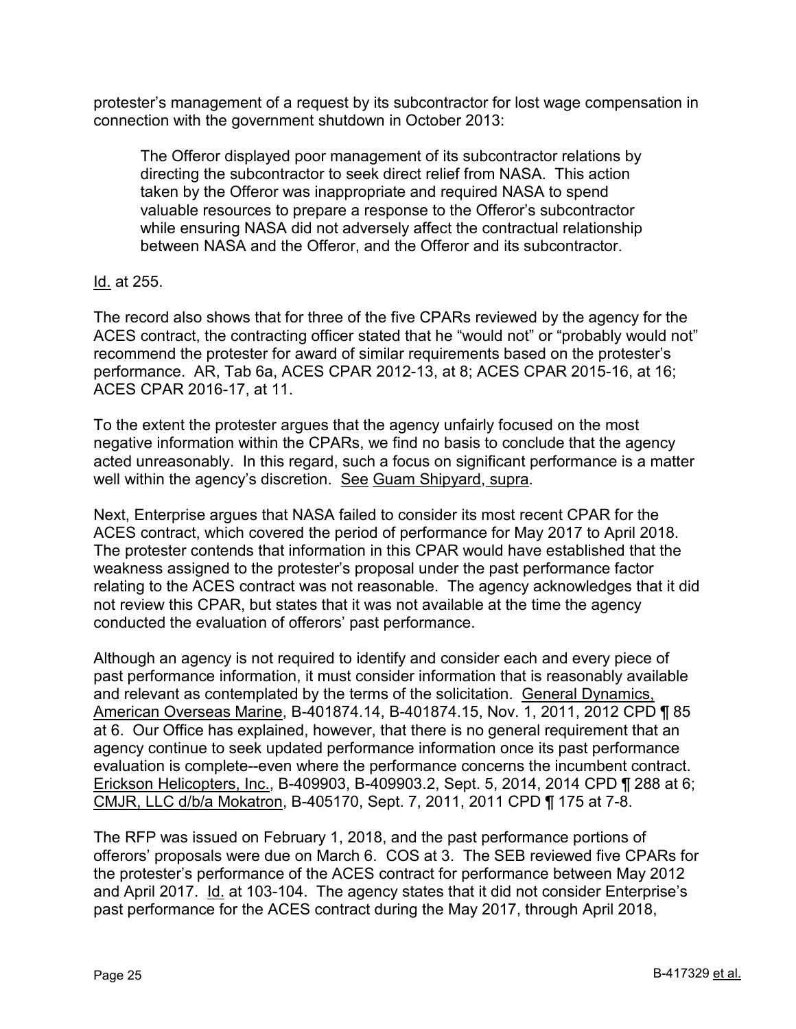protester's management of a request by its subcontractor for lost wage compensation in connection with the government shutdown in October 2013:

> The Offeror displayed poor management of its subcontractor relations by directing the subcontractor to seek direct relief from NASA. This action taken by the Offeror was inappropriate and required NASA to spend valuable resources to prepare a response to the Offeror's subcontractor while ensuring NASA did not adversely affect the contractual relationship between NASA and the Offeror, and the Offeror and its subcontractor.

Id. at 255.

The record also shows that for three of the five CPARs reviewed by the agency for the ACES contract, the contracting officer stated that he "would not" or "probably would not" recommend the protester for award of similar requirements based on the protester's performance. AR, Tab 6a, ACES CPAR 2012-13, at 8; ACES CPAR 2015-16, at 16; ACES CPAR 2016-17, at 11.

To the extent the protester argues that the agency unfairly focused on the most negative information within the CPARs, we find no basis to conclude that the agency acted unreasonably. In this regard, such a focus on significant performance is a matter well within the agency's discretion. See Guam Shipyard, supra.

Next, Enterprise argues that NASA failed to consider its most recent CPAR for the ACES contract, which covered the period of performance for May 2017 to April 2018. The protester contends that information in this CPAR would have established that the weakness assigned to the protester's proposal under the past performance factor relating to the ACES contract was not reasonable. The agency acknowledges that it did not review this CPAR, but states that it was not available at the time the agency conducted the evaluation of offerors' past performance.

Although an agency is not required to identify and consider each and every piece of past performance information, it must consider information that is reasonably available and relevant as contemplated by the terms of the solicitation. General Dynamics, American Overseas Marine, B-401874.14, B-401874.15, Nov. 1, 2011, 2012 CPD ¶ 85 at 6. Our Office has explained, however, that there is no general requirement that an agency continue to seek updated performance information once its past performance evaluation is complete--even where the performance concerns the incumbent contract. Erickson Helicopters, Inc., B-409903, B-409903.2, Sept. 5, 2014, 2014 CPD ¶ 288 at 6; CMJR, LLC d/b/a Mokatron, B-405170, Sept. 7, 2011, 2011 CPD ¶ 175 at 7-8.

The RFP was issued on February 1, 2018, and the past performance portions of offerors' proposals were due on March 6. COS at 3. The SEB reviewed five CPARs for the protester's performance of the ACES contract for performance between May 2012 and April 2017. Id. at 103-104. The agency states that it did not consider Enterprise's past performance for the ACES contract during the May 2017, through April 2018,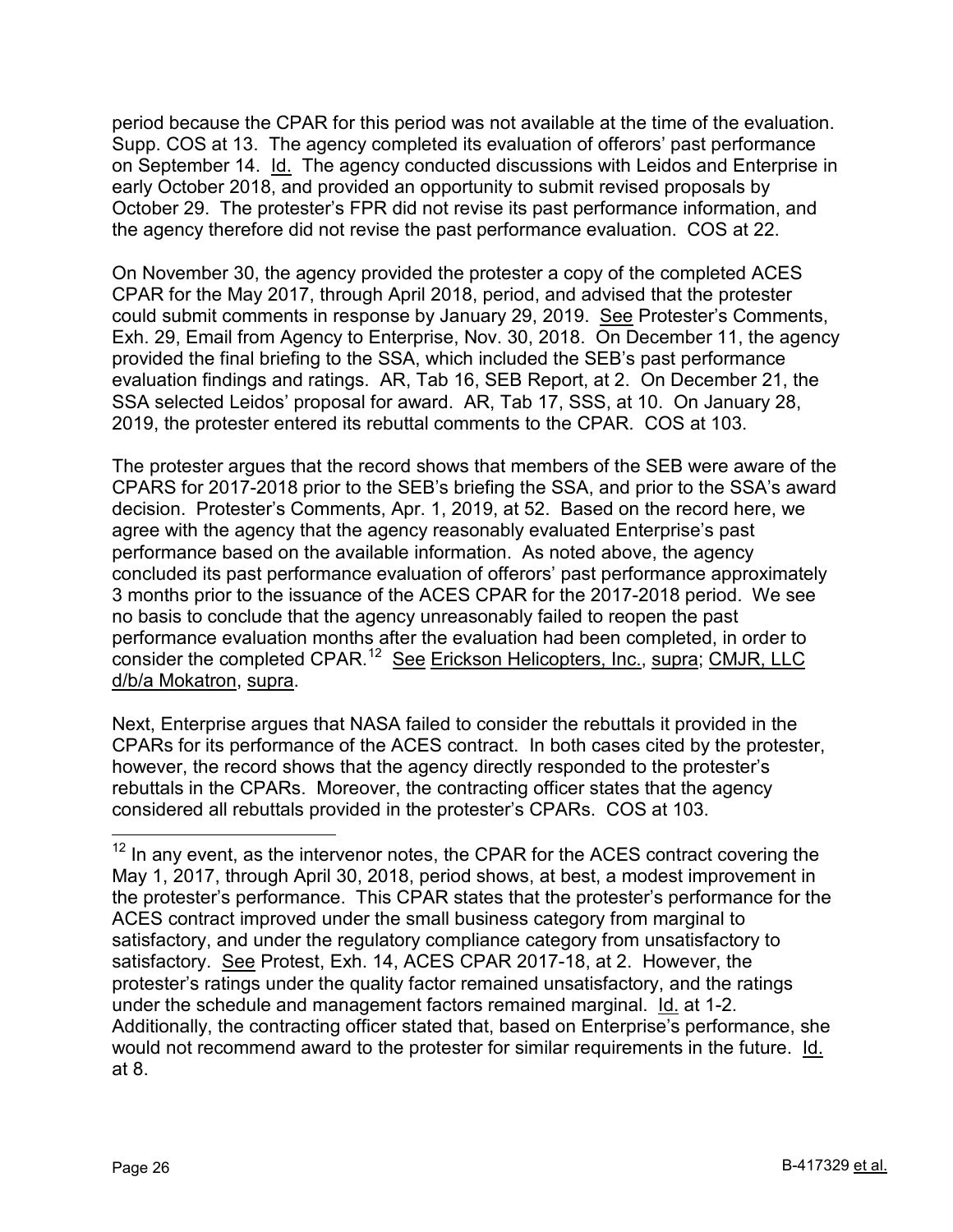period because the CPAR for this period was not available at the time of the evaluation. Supp. COS at 13. The agency completed its evaluation of offerors' past performance on September 14. Id. The agency conducted discussions with Leidos and Enterprise in early October 2018, and provided an opportunity to submit revised proposals by October 29. The protester's FPR did not revise its past performance information, and the agency therefore did not revise the past performance evaluation. COS at 22.

On November 30, the agency provided the protester a copy of the completed ACES CPAR for the May 2017, through April 2018, period, and advised that the protester could submit comments in response by January 29, 2019. See Protester's Comments, Exh. 29, Email from Agency to Enterprise, Nov. 30, 2018. On December 11, the agency provided the final briefing to the SSA, which included the SEB's past performance evaluation findings and ratings. AR, Tab 16, SEB Report, at 2. On December 21, the SSA selected Leidos' proposal for award. AR, Tab 17, SSS, at 10. On January 28, 2019, the protester entered its rebuttal comments to the CPAR. COS at 103.

The protester argues that the record shows that members of the SEB were aware of the CPARS for 2017-2018 prior to the SEB's briefing the SSA, and prior to the SSA's award decision. Protester's Comments, Apr. 1, 2019, at 52. Based on the record here, we agree with the agency that the agency reasonably evaluated Enterprise's past performance based on the available information. As noted above, the agency concluded its past performance evaluation of offerors' past performance approximately 3 months prior to the issuance of the ACES CPAR for the 2017-2018 period. We see no basis to conclude that the agency unreasonably failed to reopen the past performance evaluation months after the evaluation had been completed, in order to consider the completed CPAR.[12] See Erickson Helicopters, Inc., supra; CMJR, LLC d/b/a Mokatron, supra.

Next, Enterprise argues that NASA failed to consider the rebuttals it provided in the CPARs for its performance of the ACES contract. In both cases cited by the protester, however, the record shows that the agency directly responded to the protester's rebuttals in the CPARs. Moreover, the contracting officer states that the agency considered all rebuttals provided in the protester's CPARs. COS at 103.

---

[12] In any event, as the intervenor notes, the CPAR for the ACES contract covering the May 1, 2017, through April 30, 2018, period shows, at best, a modest improvement in the protester's performance. This CPAR states that the protester's performance for the ACES contract improved under the small business category from marginal to satisfactory, and under the regulatory compliance category from unsatisfactory to satisfactory. See Protest, Exh. 14, ACES CPAR 2017-18, at 2. However, the protester's ratings under the quality factor remained unsatisfactory, and the ratings under the schedule and management factors remained marginal. Id. at 1-2. Additionally, the contracting officer stated that, based on Enterprise's performance, she would not recommend award to the protester for similar requirements in the future. Id. at 8.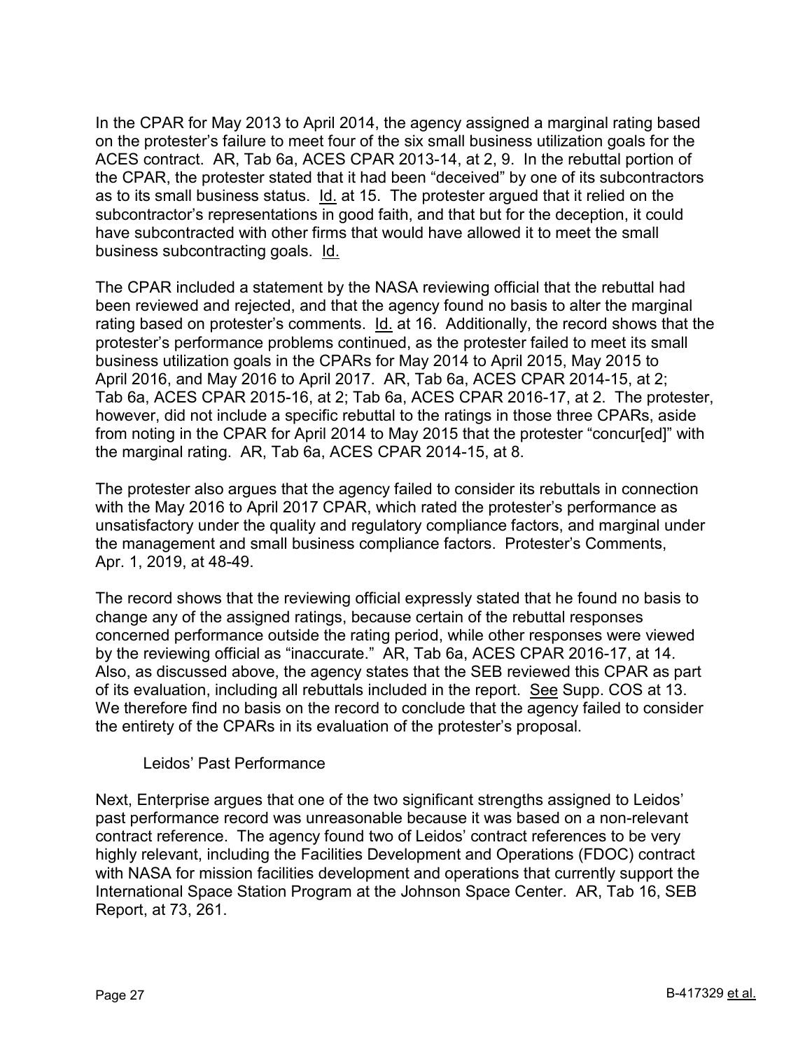In the CPAR for May 2013 to April 2014, the agency assigned a marginal rating based on the protester's failure to meet four of the six small business utilization goals for the ACES contract. AR, Tab 6a, ACES CPAR 2013-14, at 2, 9. In the rebuttal portion of the CPAR, the protester stated that it had been "deceived" by one of its subcontractors as to its small business status. Id. at 15. The protester argued that it relied on the subcontractor's representations in good faith, and that but for the deception, it could have subcontracted with other firms that would have allowed it to meet the small business subcontracting goals. Id.

The CPAR included a statement by the NASA reviewing official that the rebuttal had been reviewed and rejected, and that the agency found no basis to alter the marginal rating based on protester's comments. Id. at 16. Additionally, the record shows that the protester's performance problems continued, as the protester failed to meet its small business utilization goals in the CPARs for May 2014 to April 2015, May 2015 to April 2016, and May 2016 to April 2017. AR, Tab 6a, ACES CPAR 2014-15, at 2; Tab 6a, ACES CPAR 2015-16, at 2; Tab 6a, ACES CPAR 2016-17, at 2. The protester, however, did not include a specific rebuttal to the ratings in those three CPARs, aside from noting in the CPAR for April 2014 to May 2015 that the protester "concur[ed]" with the marginal rating. AR, Tab 6a, ACES CPAR 2014-15, at 8.

The protester also argues that the agency failed to consider its rebuttals in connection with the May 2016 to April 2017 CPAR, which rated the protester's performance as unsatisfactory under the quality and regulatory compliance factors, and marginal under the management and small business compliance factors. Protester's Comments, Apr. 1, 2019, at 48-49.

The record shows that the reviewing official expressly stated that he found no basis to change any of the assigned ratings, because certain of the rebuttal responses concerned performance outside the rating period, while other responses were viewed by the reviewing official as "inaccurate." AR, Tab 6a, ACES CPAR 2016-17, at 14. Also, as discussed above, the agency states that the SEB reviewed this CPAR as part of its evaluation, including all rebuttals included in the report. See Supp. COS at 13. We therefore find no basis on the record to conclude that the agency failed to consider the entirety of the CPARs in its evaluation of the protester's proposal.

Leidos' Past Performance

Next, Enterprise argues that one of the two significant strengths assigned to Leidos' past performance record was unreasonable because it was based on a non-relevant contract reference. The agency found two of Leidos' contract references to be very highly relevant, including the Facilities Development and Operations (FDOC) contract with NASA for mission facilities development and operations that currently support the International Space Station Program at the Johnson Space Center. AR, Tab 16, SEB Report, at 73, 261.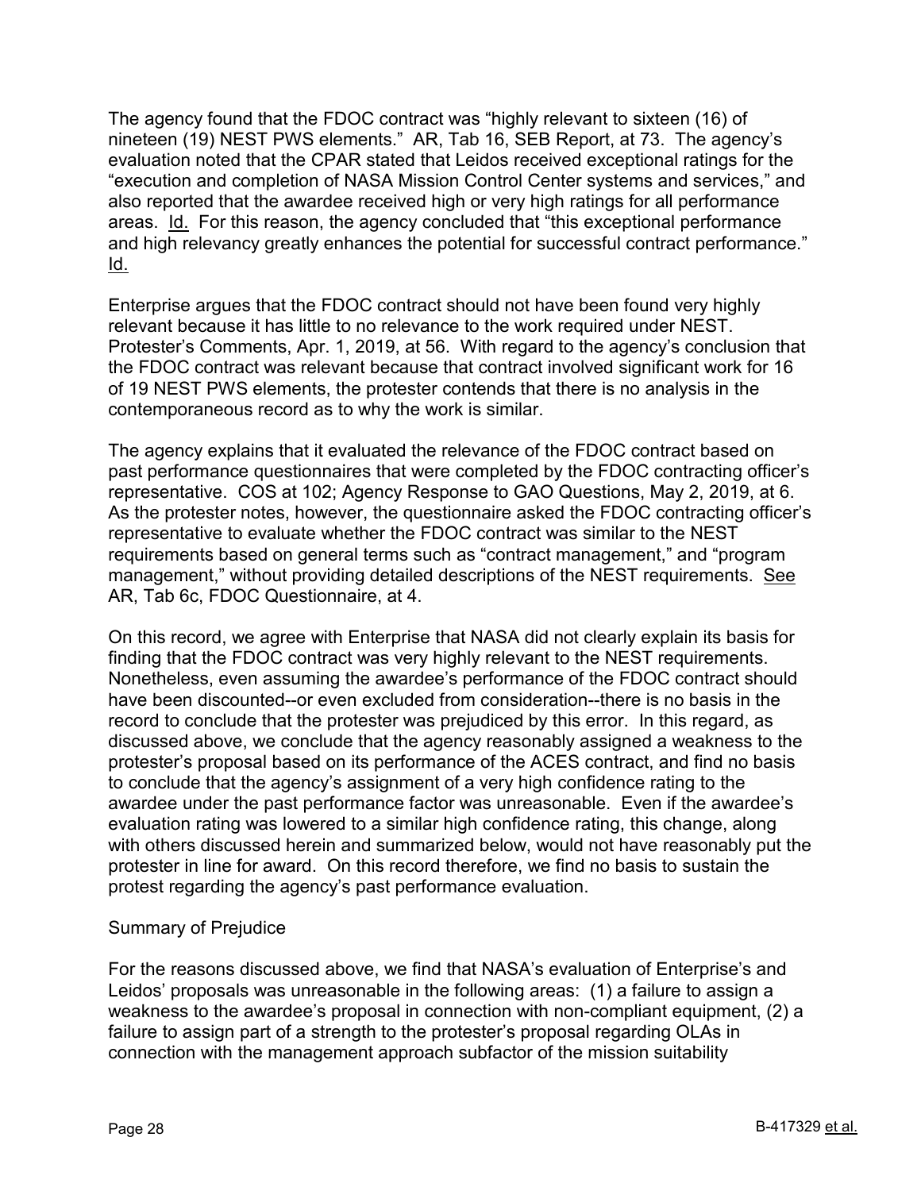The agency found that the FDOC contract was "highly relevant to sixteen (16) of nineteen (19) NEST PWS elements." AR, Tab 16, SEB Report, at 73. The agency's evaluation noted that the CPAR stated that Leidos received exceptional ratings for the "execution and completion of NASA Mission Control Center systems and services," and also reported that the awardee received high or very high ratings for all performance areas. Id. For this reason, the agency concluded that "this exceptional performance and high relevancy greatly enhances the potential for successful contract performance." Id.

Enterprise argues that the FDOC contract should not have been found very highly relevant because it has little to no relevance to the work required under NEST. Protester's Comments, Apr. 1, 2019, at 56. With regard to the agency's conclusion that the FDOC contract was relevant because that contract involved significant work for 16 of 19 NEST PWS elements, the protester contends that there is no analysis in the contemporaneous record as to why the work is similar.

The agency explains that it evaluated the relevance of the FDOC contract based on past performance questionnaires that were completed by the FDOC contracting officer's representative. COS at 102; Agency Response to GAO Questions, May 2, 2019, at 6. As the protester notes, however, the questionnaire asked the FDOC contracting officer's representative to evaluate whether the FDOC contract was similar to the NEST requirements based on general terms such as "contract management," and "program management," without providing detailed descriptions of the NEST requirements. See AR, Tab 6c, FDOC Questionnaire, at 4.

On this record, we agree with Enterprise that NASA did not clearly explain its basis for finding that the FDOC contract was very highly relevant to the NEST requirements. Nonetheless, even assuming the awardee's performance of the FDOC contract should have been discounted--or even excluded from consideration--there is no basis in the record to conclude that the protester was prejudiced by this error. In this regard, as discussed above, we conclude that the agency reasonably assigned a weakness to the protester's proposal based on its performance of the ACES contract, and find no basis to conclude that the agency's assignment of a very high confidence rating to the awardee under the past performance factor was unreasonable. Even if the awardee's evaluation rating was lowered to a similar high confidence rating, this change, along with others discussed herein and summarized below, would not have reasonably put the protester in line for award. On this record therefore, we find no basis to sustain the protest regarding the agency's past performance evaluation.

Summary of Prejudice

For the reasons discussed above, we find that NASA's evaluation of Enterprise's and Leidos' proposals was unreasonable in the following areas: (1) a failure to assign a weakness to the awardee's proposal in connection with non-compliant equipment, (2) a failure to assign part of a strength to the protester's proposal regarding OLAs in connection with the management approach subfactor of the mission suitability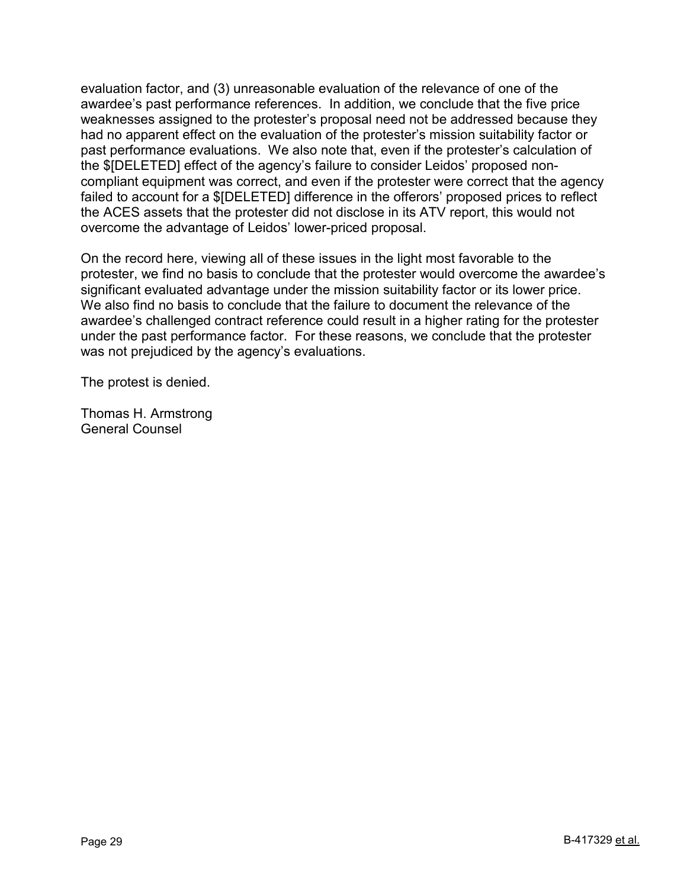evaluation factor, and (3) unreasonable evaluation of the relevance of one of the awardee's past performance references. In addition, we conclude that the five price weaknesses assigned to the protester's proposal need not be addressed because they had no apparent effect on the evaluation of the protester's mission suitability factor or past performance evaluations. We also note that, even if the protester's calculation of the $[DELETED] effect of the agency's failure to consider Leidos' proposed non-compliant equipment was correct, and even if the protester were correct that the agency failed to account for a $[DELETED] difference in the offerors' proposed prices to reflect the ACES assets that the protester did not disclose in its ATV report, this would not overcome the advantage of Leidos' lower-priced proposal.

On the record here, viewing all of these issues in the light most favorable to the protester, we find no basis to conclude that the protester would overcome the awardee's significant evaluated advantage under the mission suitability factor or its lower price. We also find no basis to conclude that the failure to document the relevance of the awardee's challenged contract reference could result in a higher rating for the protester under the past performance factor. For these reasons, we conclude that the protester was not prejudiced by the agency's evaluations.

The protest is denied.

Thomas H. Armstrong
General Counsel